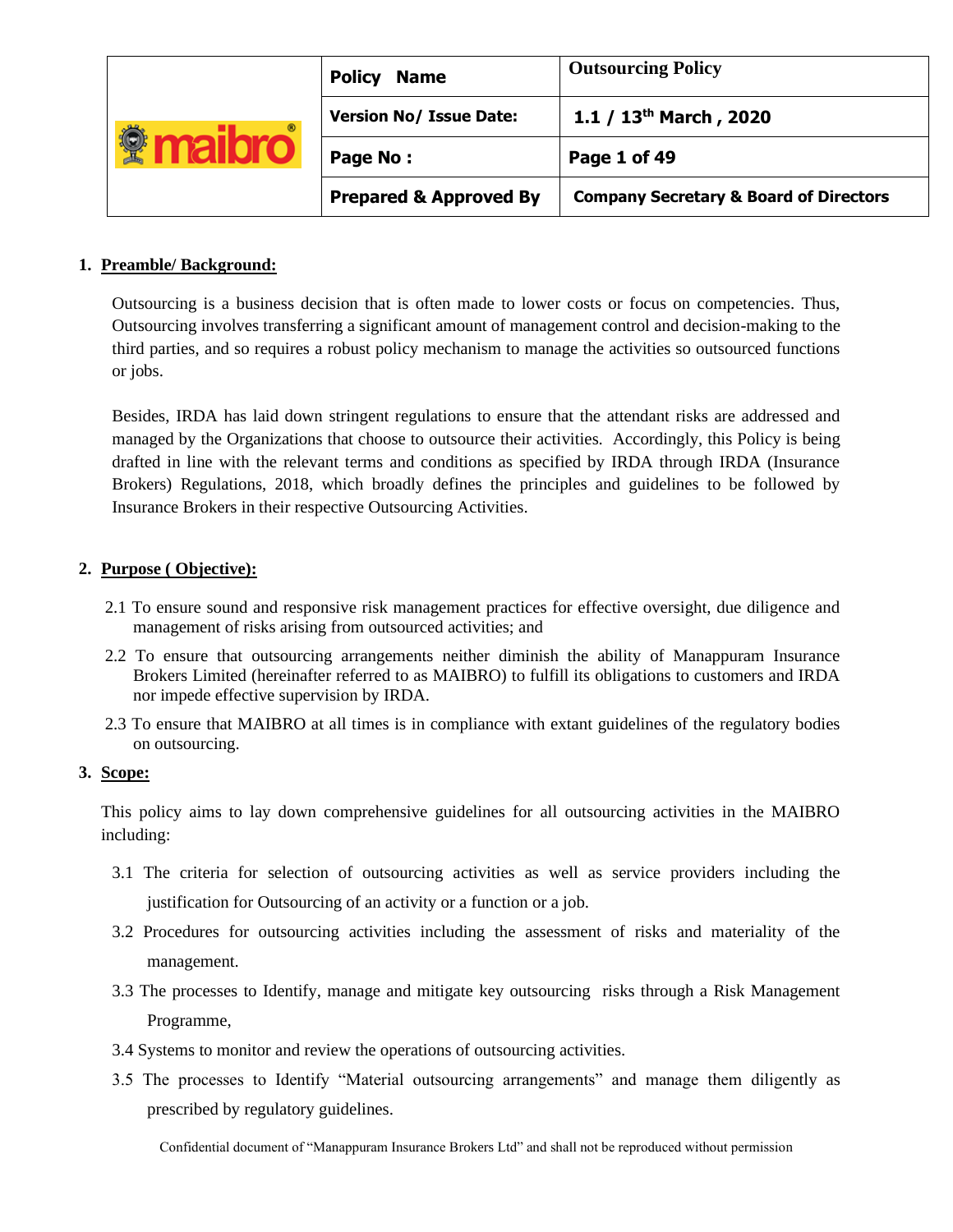| | Policy Name | Outsourcing Policy |
|---|---|---|
| maibro | Version No/ Issue Date: | 1.1 / 13th March , 2020 |
| | Page No : | Page 1 of 49 |
| | Prepared & Approved By | Company Secretary & Board of Directors |

## 1. Preamble/ Background:

Outsourcing is a business decision that is often made to lower costs or focus on competencies. Thus, Outsourcing involves transferring a significant amount of management control and decision-making to the third parties, and so requires a robust policy mechanism to manage the activities so outsourced functions or jobs.

Besides, IRDA has laid down stringent regulations to ensure that the attendant risks are addressed and managed by the Organizations that choose to outsource their activities. Accordingly, this Policy is being drafted in line with the relevant terms and conditions as specified by IRDA through IRDA (Insurance Brokers) Regulations, 2018, which broadly defines the principles and guidelines to be followed by Insurance Brokers in their respective Outsourcing Activities.

## 2. Purpose ( Objective):

2.1 To ensure sound and responsive risk management practices for effective oversight, due diligence and management of risks arising from outsourced activities; and

2.2 To ensure that outsourcing arrangements neither diminish the ability of Manappuram Insurance Brokers Limited (hereinafter referred to as MAIBRO) to fulfill its obligations to customers and IRDA nor impede effective supervision by IRDA.

2.3 To ensure that MAIBRO at all times is in compliance with extant guidelines of the regulatory bodies on outsourcing.

## 3. Scope:

This policy aims to lay down comprehensive guidelines for all outsourcing activities in the MAIBRO including:

3.1 The criteria for selection of outsourcing activities as well as service providers including the justification for Outsourcing of an activity or a function or a job.

3.2 Procedures for outsourcing activities including the assessment of risks and materiality of the management.

3.3 The processes to Identify, manage and mitigate key outsourcing risks through a Risk Management Programme,

3.4 Systems to monitor and review the operations of outsourcing activities.

3.5 The processes to Identify "Material outsourcing arrangements" and manage them diligently as prescribed by regulatory guidelines.

Confidential document of "Manappuram Insurance Brokers Ltd" and shall not be reproduced without permission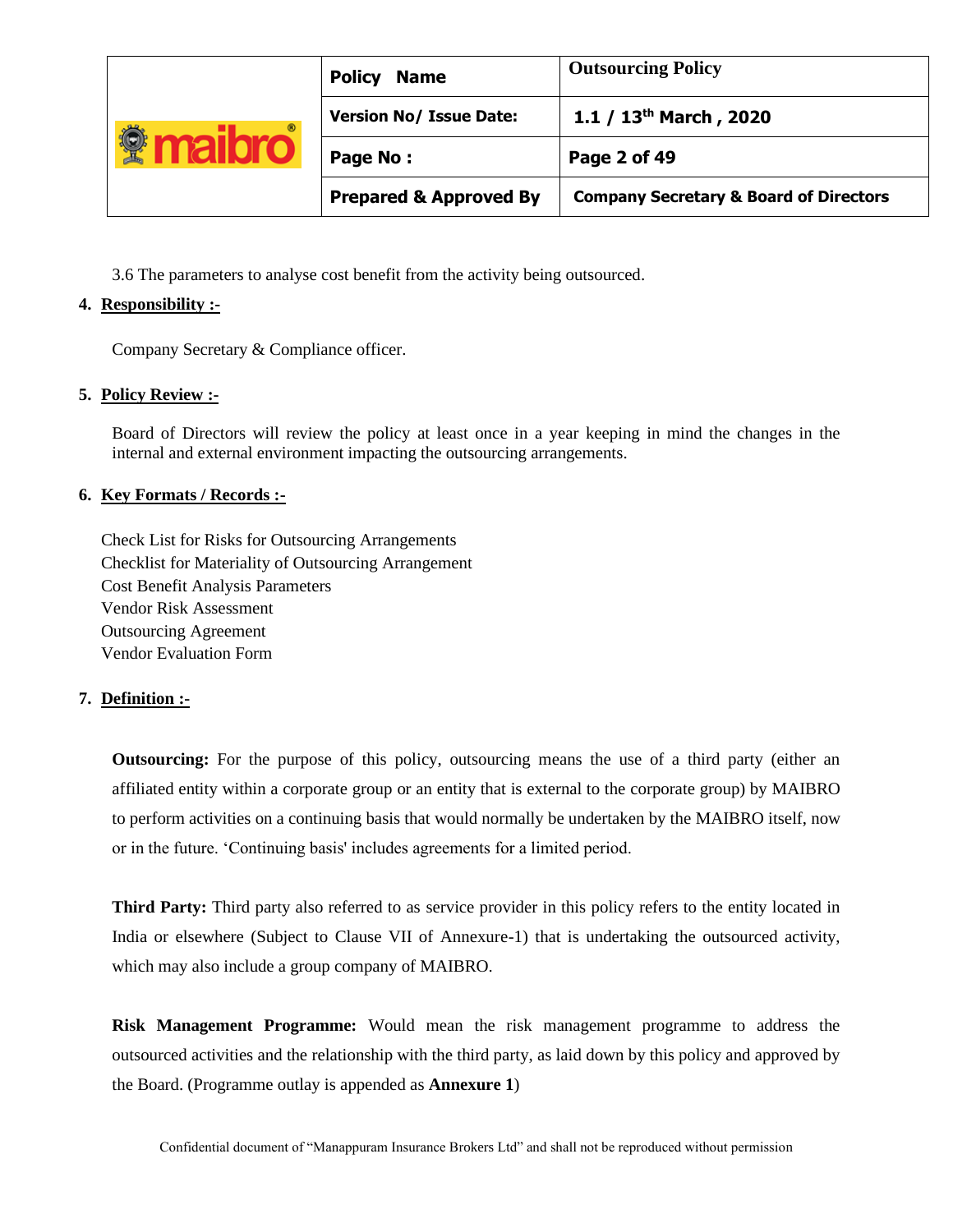3.6 The parameters to analyse cost benefit from the activity being outsourced.

4. **Responsibility :-**

Company Secretary & Compliance officer.

5. **Policy Review :-**

Board of Directors will review the policy at least once in a year keeping in mind the changes in the internal and external environment impacting the outsourcing arrangements.

6. **Key Formats / Records :-**

Check List for Risks for Outsourcing Arrangements
Checklist for Materiality of Outsourcing Arrangement
Cost Benefit Analysis Parameters
Vendor Risk Assessment
Outsourcing Agreement
Vendor Evaluation Form

7. **Definition :-**

**Outsourcing:** For the purpose of this policy, outsourcing means the use of a third party (either an affiliated entity within a corporate group or an entity that is external to the corporate group) by MAIBRO to perform activities on a continuing basis that would normally be undertaken by the MAIBRO itself, now or in the future. 'Continuing basis' includes agreements for a limited period.

**Third Party:** Third party also referred to as service provider in this policy refers to the entity located in India or elsewhere (Subject to Clause VII of Annexure-1) that is undertaking the outsourced activity, which may also include a group company of MAIBRO.

**Risk Management Programme:** Would mean the risk management programme to address the outsourced activities and the relationship with the third party, as laid down by this policy and approved by the Board. (Programme outlay is appended as **Annexure 1**)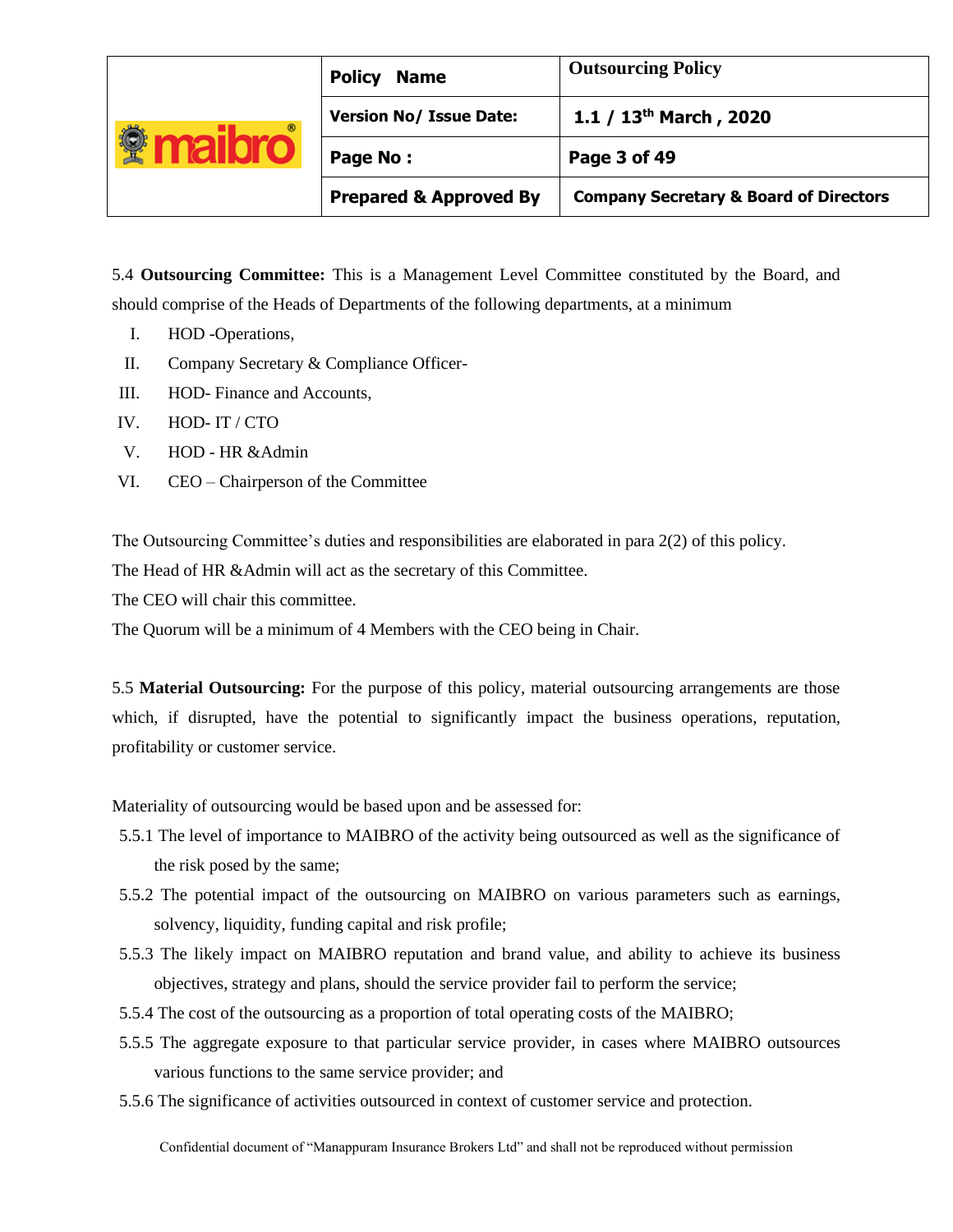5.4 **Outsourcing Committee:** This is a Management Level Committee constituted by the Board, and should comprise of the Heads of Departments of the following departments, at a minimum

I. HOD -Operations,
II. Company Secretary & Compliance Officer-
III. HOD- Finance and Accounts,
IV. HOD- IT / CTO
V. HOD - HR &Admin
VI. CEO – Chairperson of the Committee

The Outsourcing Committee's duties and responsibilities are elaborated in para 2(2) of this policy.

The Head of HR &Admin will act as the secretary of this Committee.

The CEO will chair this committee.

The Quorum will be a minimum of 4 Members with the CEO being in Chair.

5.5 **Material Outsourcing:** For the purpose of this policy, material outsourcing arrangements are those which, if disrupted, have the potential to significantly impact the business operations, reputation, profitability or customer service.

Materiality of outsourcing would be based upon and be assessed for:

5.5.1 The level of importance to MAIBRO of the activity being outsourced as well as the significance of the risk posed by the same;

5.5.2 The potential impact of the outsourcing on MAIBRO on various parameters such as earnings, solvency, liquidity, funding capital and risk profile;

5.5.3 The likely impact on MAIBRO reputation and brand value, and ability to achieve its business objectives, strategy and plans, should the service provider fail to perform the service;

5.5.4 The cost of the outsourcing as a proportion of total operating costs of the MAIBRO;

5.5.5 The aggregate exposure to that particular service provider, in cases where MAIBRO outsources various functions to the same service provider; and

5.5.6 The significance of activities outsourced in context of customer service and protection.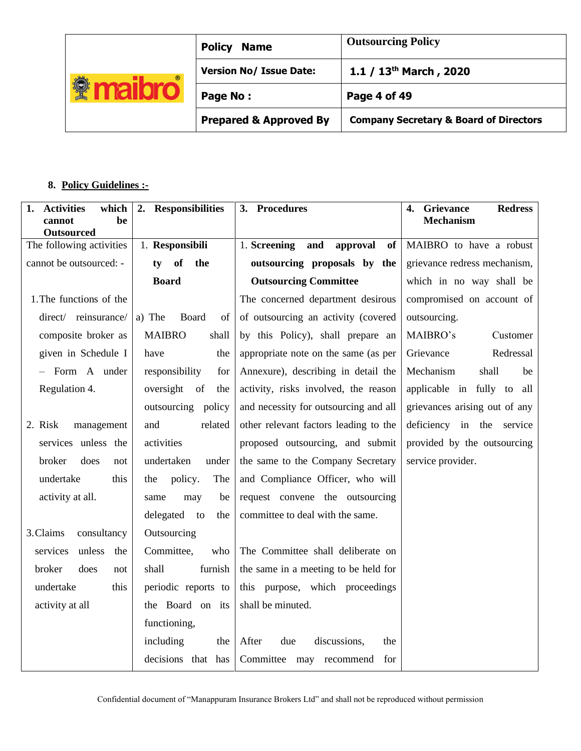8. **Policy Guidelines :-**

| 1. Activities which cannot be Outsourced | 2. Responsibilities | 3. Procedures | 4. Grievance Redress Mechanism |
|---|---|---|---|
| The following activities cannot be outsourced: -<br><br>1. The functions of the direct/ reinsurance/ composite broker as given in Schedule I – Form A under Regulation 4.<br><br>2. Risk management services unless the broker does not undertake this activity at all.<br><br>3. Claims consultancy services unless the broker does not undertake this activity at all | 1. **Responsibility of the Board**<br><br>a) The Board of MAIBRO shall have the responsibility for oversight of the outsourcing policy and related activities undertaken under the policy. The same may be delegated to the Outsourcing Committee, who shall furnish periodic reports to the Board on its functioning, including the decisions that has | 1. **Screening and approval of outsourcing proposals by the Outsourcing Committee**<br><br>The concerned department desirous of outsourcing an activity (covered by this Policy), shall prepare an appropriate note on the same (as per Annexure), describing in detail the activity, risks involved, the reason and necessity for outsourcing and all other relevant factors leading to the proposed outsourcing, and submit the same to the Company Secretary and Compliance Officer, who will request convene the outsourcing committee to deal with the same.<br><br>The Committee shall deliberate on the same in a meeting to be held for this purpose, which proceedings shall be minuted.<br><br>After due discussions, the Committee may recommend for | MAIBRO to have a robust grievance redress mechanism, which in no way shall be compromised on account of outsourcing.<br>MAIBRO's Customer Grievance Redressal Mechanism shall be applicable in fully to all grievances arising out of any deficiency in the service provided by the outsourcing service provider. |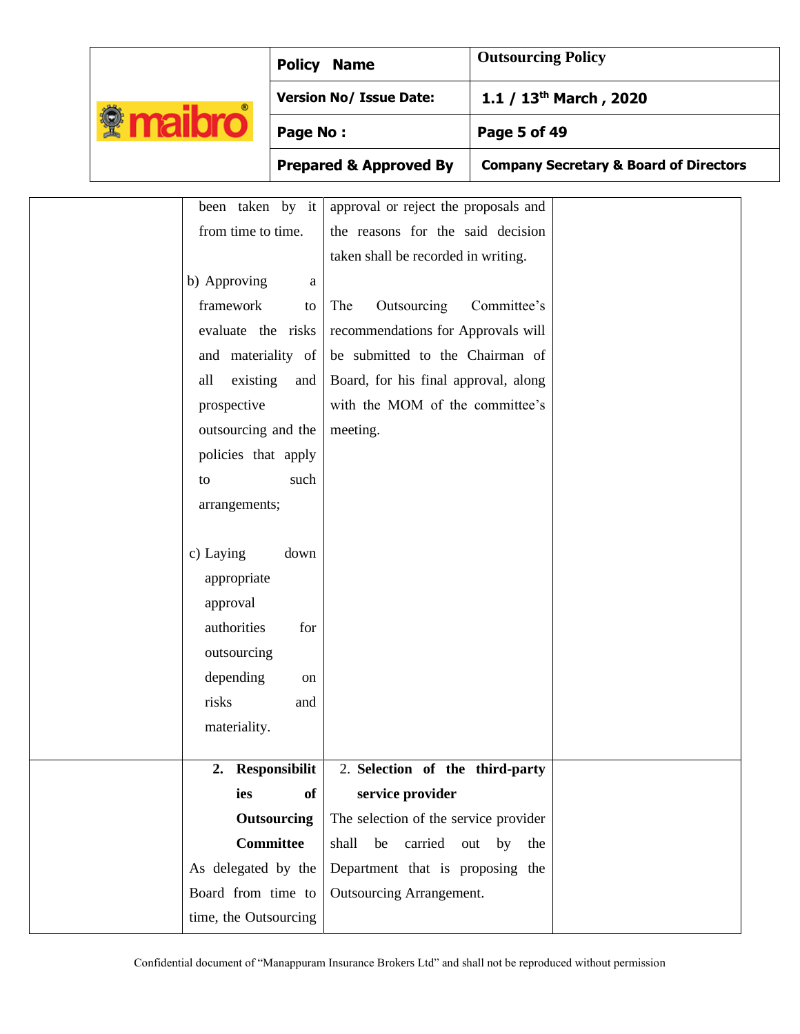| | | | |
|---|---|---|---|
| | been taken by it from time to time.<br><br>b) Approving a framework to evaluate the risks and materiality of all existing and prospective outsourcing and the policies that apply to such arrangements;<br><br>c) Laying down appropriate approval authorities for outsourcing depending on risks and materiality. | approval or reject the proposals and the reasons for the said decision taken shall be recorded in writing.<br><br>The Outsourcing Committee's recommendations for Approvals will be submitted to the Chairman of Board, for his final approval, along with the MOM of the committee's meeting. | |
| | **2. Responsibilities of Outsourcing Committee**<br>As delegated by the Board from time to time, the Outsourcing | **2. Selection of the third-party service provider**<br>The selection of the service provider shall be carried out by the Department that is proposing the Outsourcing Arrangement. | |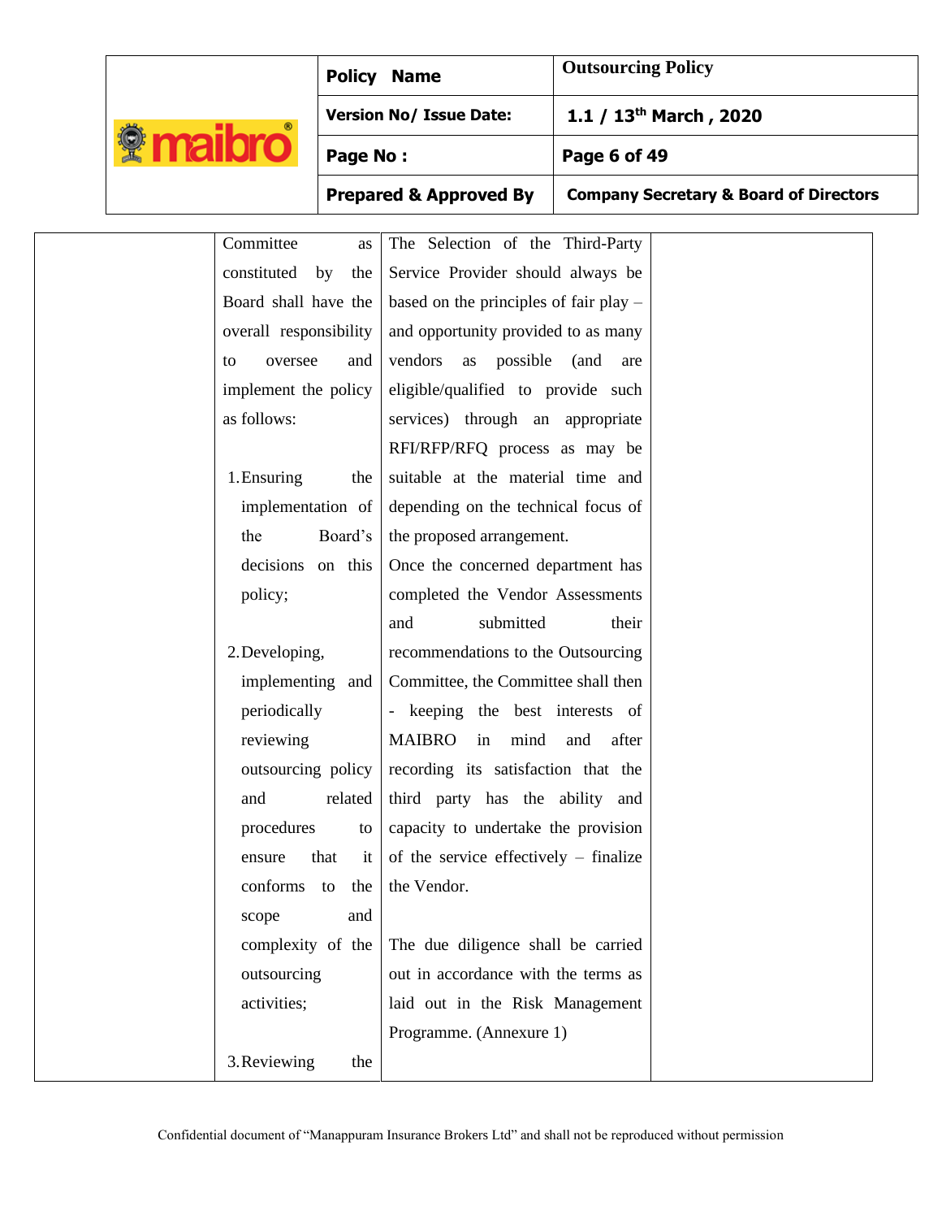| | | | |
|---|---|---|---|
| | Committee as constituted by the Board shall have the overall responsibility to oversee and implement the policy as follows:<br><br>1. Ensuring the implementation of the Board's decisions on this policy;<br><br>2. Developing, implementing and periodically reviewing outsourcing policy and related procedures to ensure that it conforms to the scope and complexity of the outsourcing activities;<br><br>3. Reviewing the | The Selection of the Third-Party Service Provider should always be based on the principles of fair play – and opportunity provided to as many vendors as possible (and are eligible/qualified to provide such services) through an appropriate RFI/RFP/RFQ process as may be suitable at the material time and depending on the technical focus of the proposed arrangement.<br>Once the concerned department has completed the Vendor Assessments and submitted their recommendations to the Outsourcing Committee, the Committee shall then - keeping the best interests of MAIBRO in mind and after recording its satisfaction that the third party has the ability and capacity to undertake the provision of the service effectively – finalize the Vendor.<br><br>The due diligence shall be carried out in accordance with the terms as laid out in the Risk Management Programme. (Annexure 1) | |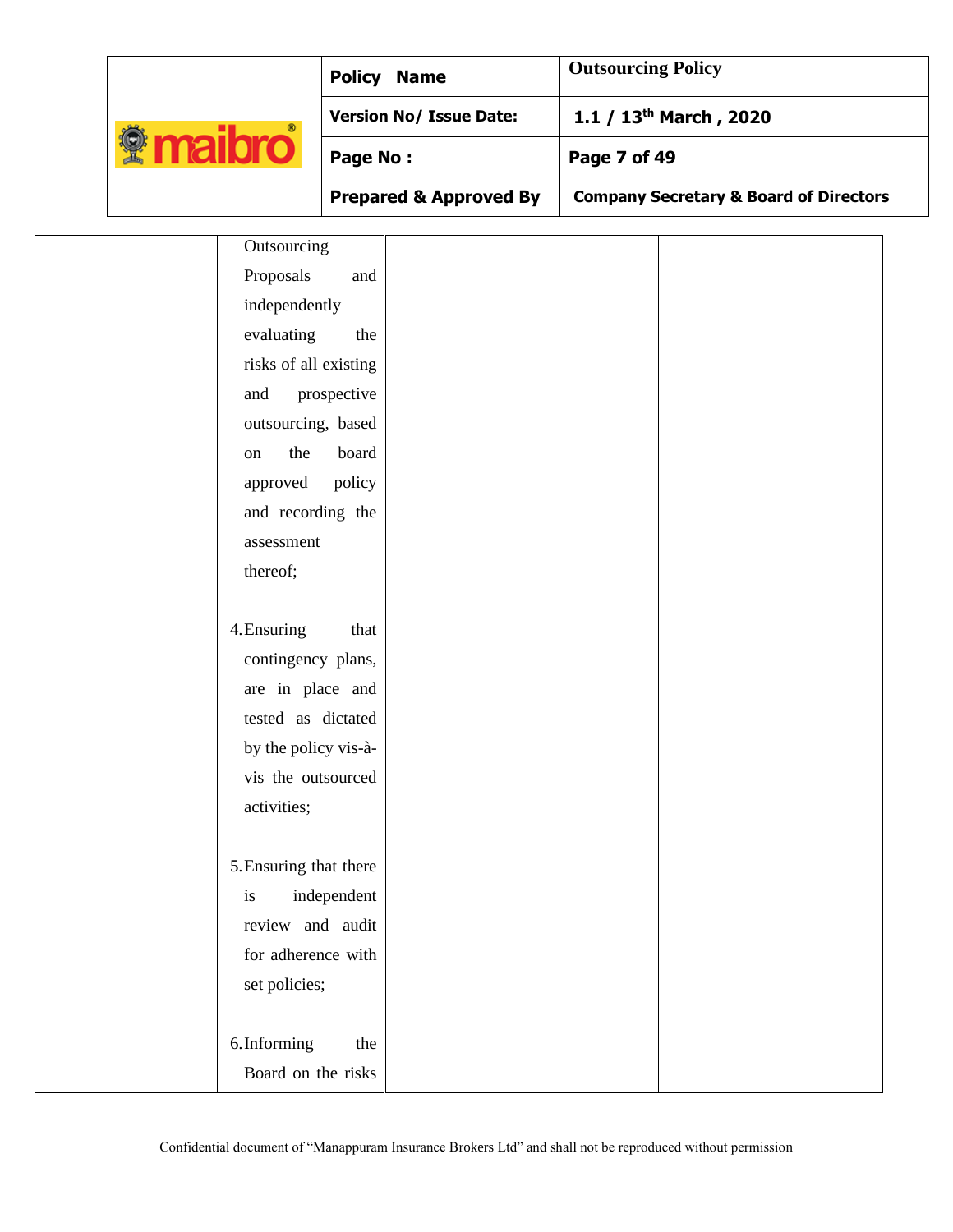|  |  |  |  |
|---|---|---|---|
|  | Outsourcing Proposals and independently evaluating the risks of all existing and prospective outsourcing, based on the board approved policy and recording the assessment thereof;<br><br>4. Ensuring that contingency plans, are in place and tested as dictated by the policy vis-à-vis the outsourced activities;<br><br>5. Ensuring that there is independent review and audit for adherence with set policies;<br><br>6. Informing the Board on the risks |  |  |

Confidential document of "Manappuram Insurance Brokers Ltd" and shall not be reproduced without permission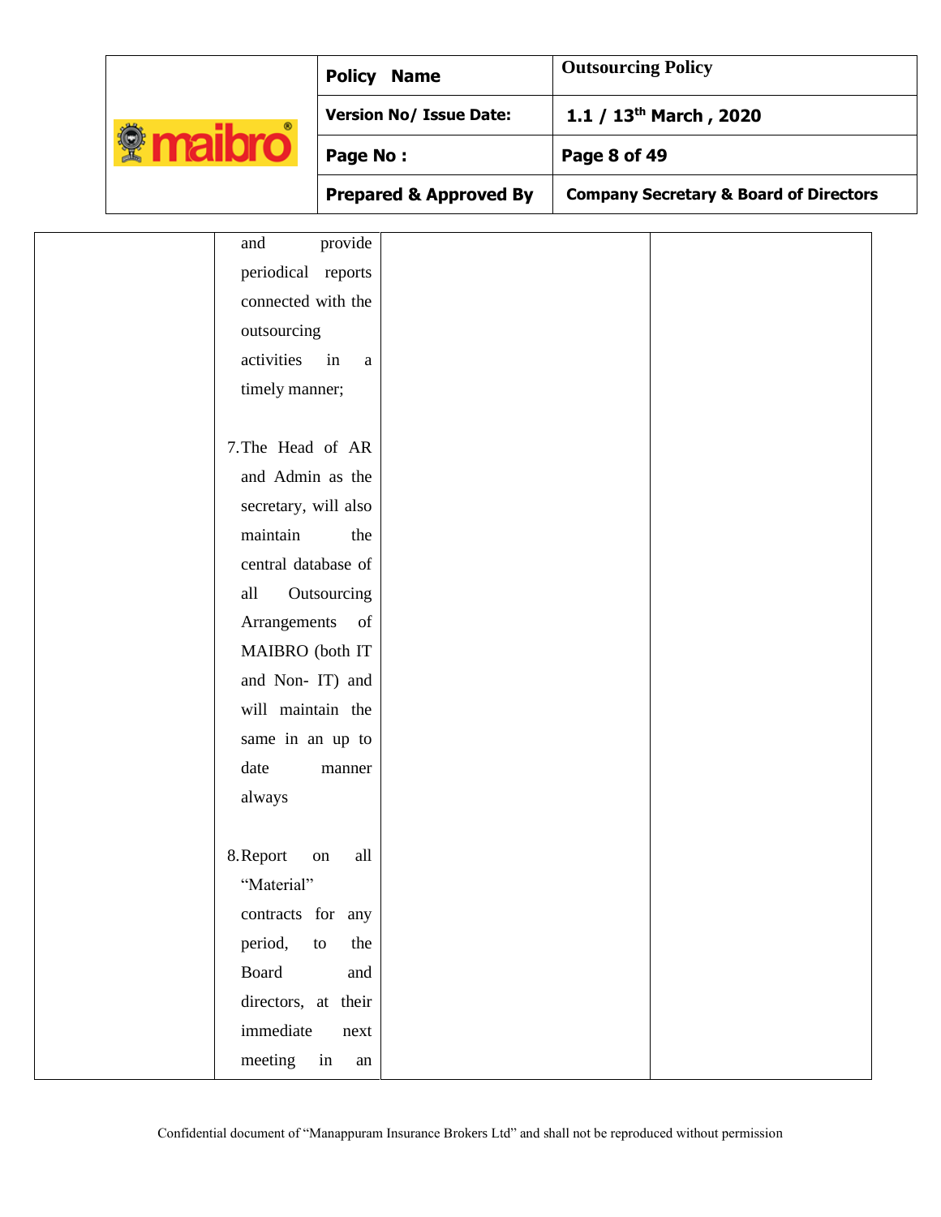|  |  |  |  |
|---|---|---|---|
|  | and provide periodical reports connected with the outsourcing activities in a timely manner;<br><br>7. The Head of AR and Admin as the secretary, will also maintain the central database of all Outsourcing Arrangements of MAIBRO (both IT and Non- IT) and will maintain the same in an up to date manner always<br><br>8. Report on all "Material" contracts for any period, to the Board and directors, at their immediate next meeting in an |  |  |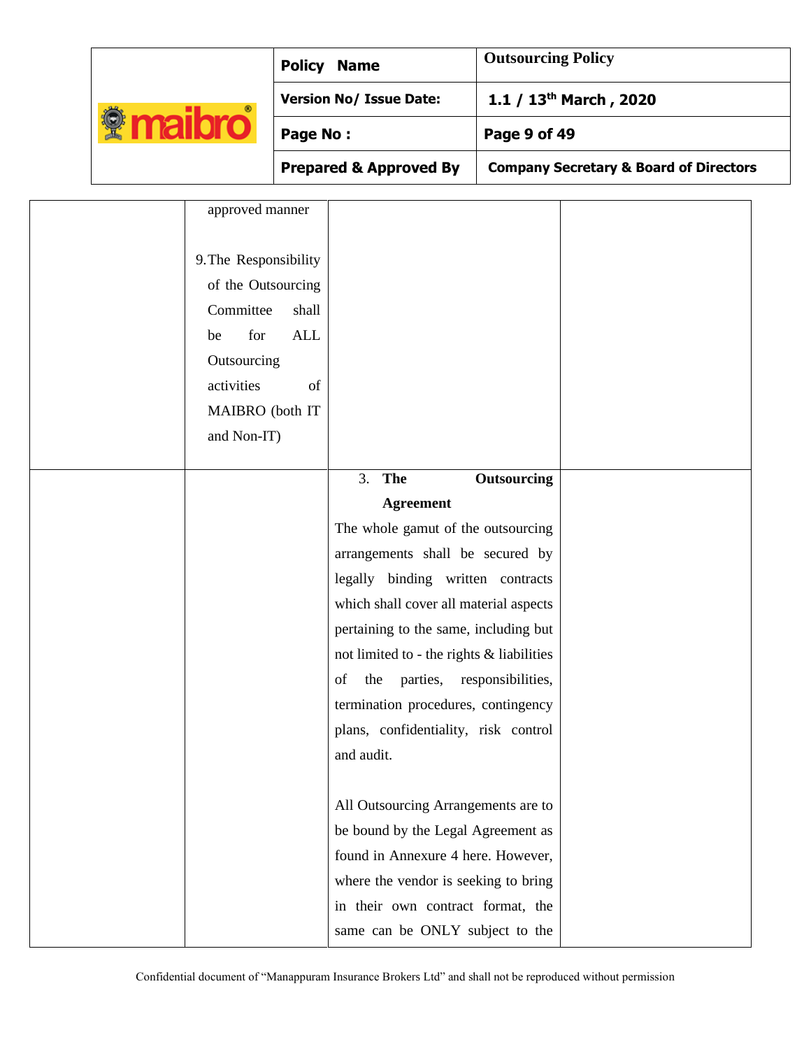| | | | |
|---|---|---|---|
| | approved manner<br><br>9. The Responsibility of the Outsourcing Committee shall be for ALL Outsourcing activities of MAIBRO (both IT and Non-IT) | | |
| | | 3. **The Outsourcing Agreement**<br>The whole gamut of the outsourcing arrangements shall be secured by legally binding written contracts which shall cover all material aspects pertaining to the same, including but not limited to - the rights & liabilities of the parties, responsibilities, termination procedures, contingency plans, confidentiality, risk control and audit.<br><br>All Outsourcing Arrangements are to be bound by the Legal Agreement as found in Annexure 4 here. However, where the vendor is seeking to bring in their own contract format, the same can be ONLY subject to the | |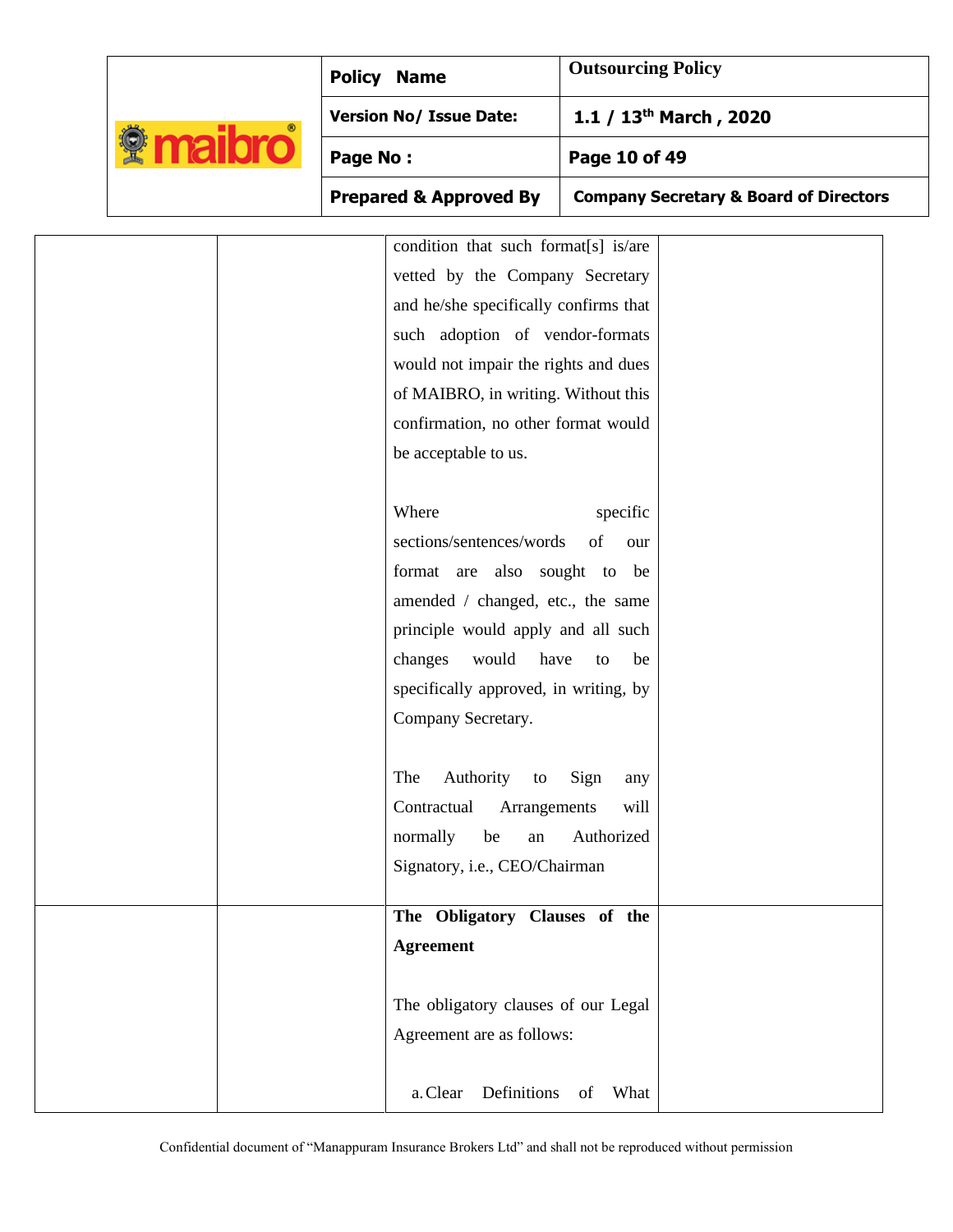| | | | |
|---|---|---|---|
| | | condition that such format[s] is/are vetted by the Company Secretary and he/she specifically confirms that such adoption of vendor-formats would not impair the rights and dues of MAIBRO, in writing. Without this confirmation, no other format would be acceptable to us.<br><br>Where specific sections/sentences/words of our format are also sought to be amended / changed, etc., the same principle would apply and all such changes would have to be specifically approved, in writing, by Company Secretary.<br><br>The Authority to Sign any Contractual Arrangements will normally be an Authorized Signatory, i.e., CEO/Chairman | |
| | | **The Obligatory Clauses of the Agreement**<br><br>The obligatory clauses of our Legal Agreement are as follows:<br><br>a. Clear Definitions of What | |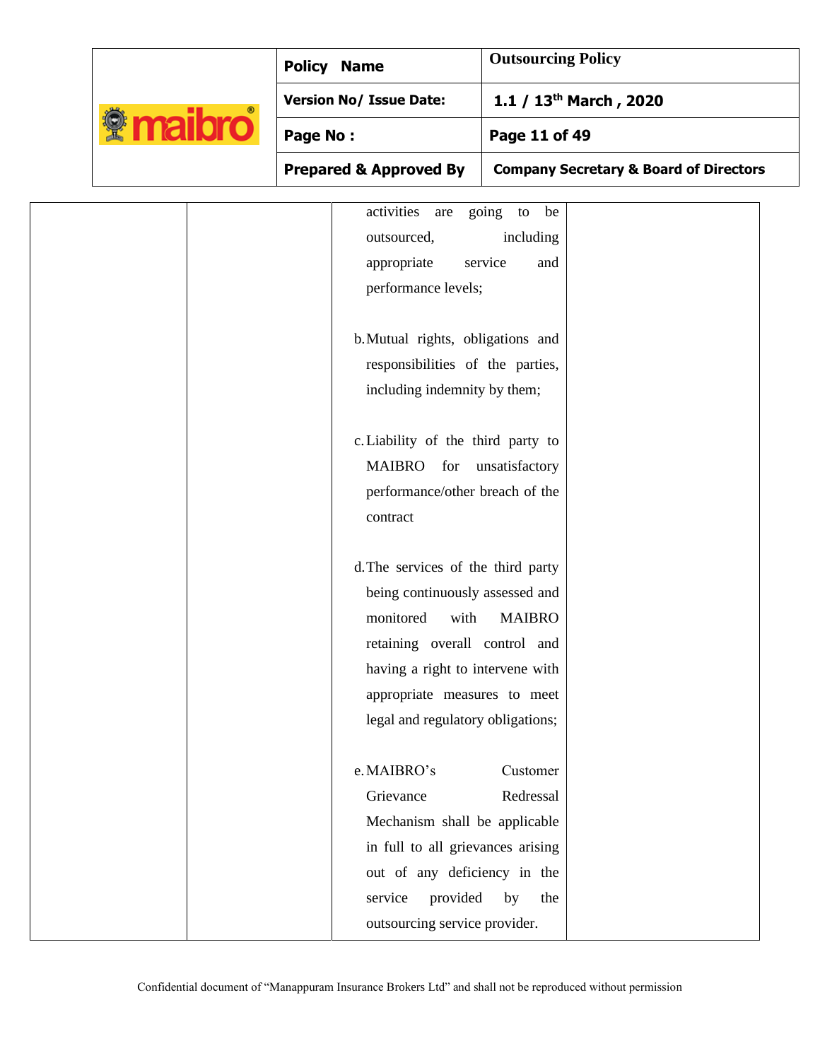| | | activities are going to be outsourced, including appropriate service and performance levels;<br><br>b. Mutual rights, obligations and responsibilities of the parties, including indemnity by them;<br><br>c. Liability of the third party to MAIBRO for unsatisfactory performance/other breach of the contract<br><br>d. The services of the third party being continuously assessed and monitored with MAIBRO retaining overall control and having a right to intervene with appropriate measures to meet legal and regulatory obligations;<br><br>e. MAIBRO's Customer Grievance Redressal Mechanism shall be applicable in full to all grievances arising out of any deficiency in the service provided by the outsourcing service provider. | |
|---|---|---|---|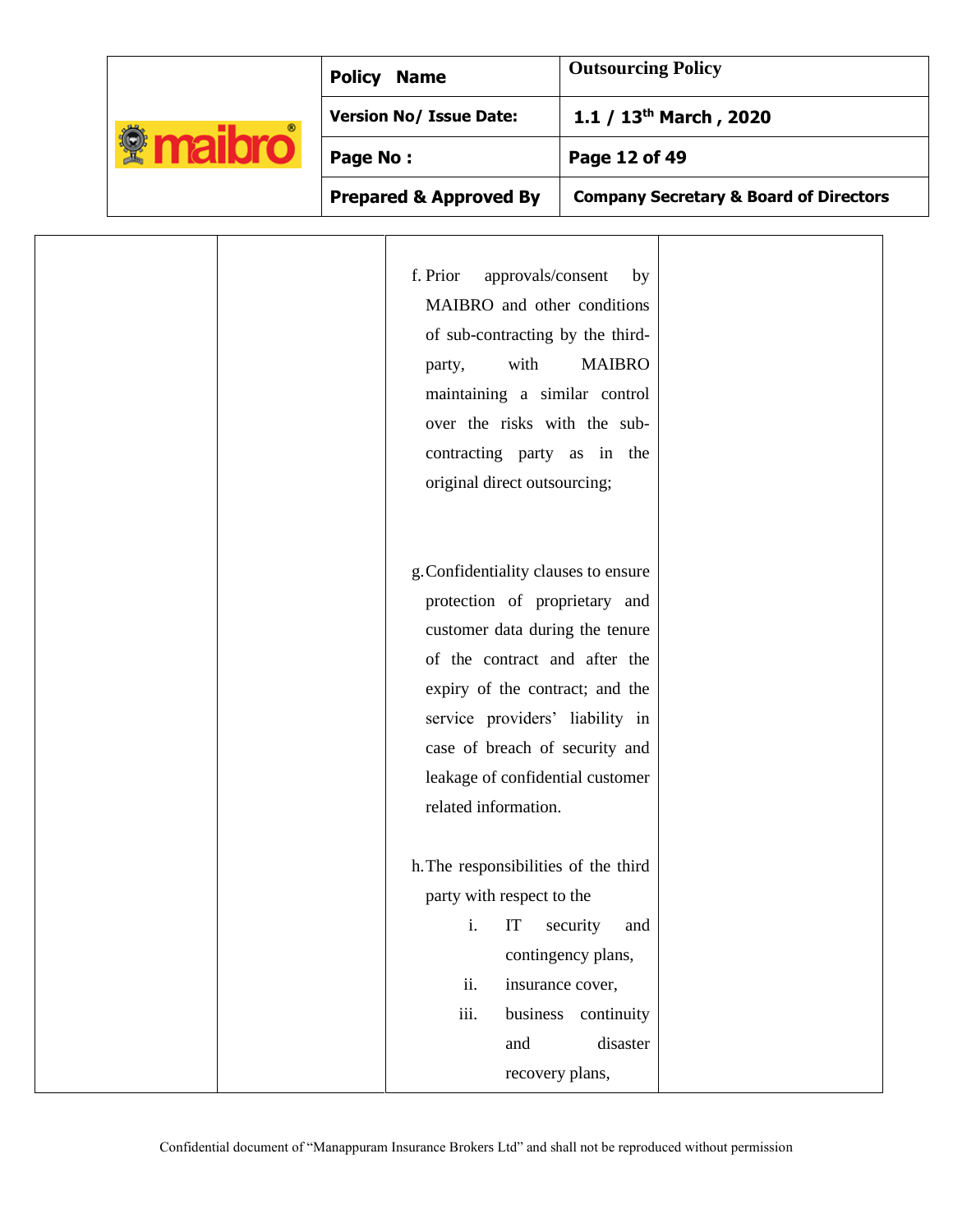| | | | |
|---|---|---|---|
| | | f. Prior approvals/consent by MAIBRO and other conditions of sub-contracting by the third-party, with MAIBRO maintaining a similar control over the risks with the sub-contracting party as in the original direct outsourcing;<br><br>g. Confidentiality clauses to ensure protection of proprietary and customer data during the tenure of the contract and after the expiry of the contract; and the service providers' liability in case of breach of security and leakage of confidential customer related information.<br><br>h. The responsibilities of the third party with respect to the<br>i. IT security and contingency plans,<br>ii. insurance cover,<br>iii. business continuity and disaster recovery plans, | |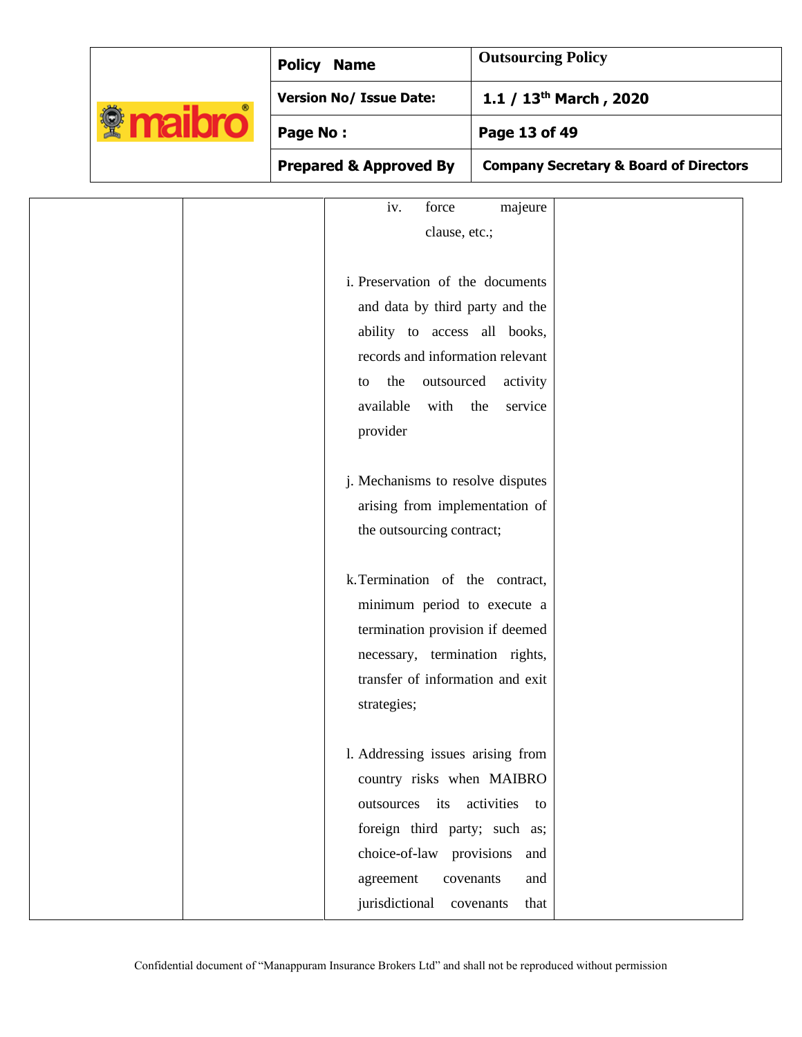| | | | |
|---|---|---|---|
| | | iv. force majeure clause, etc.;<br><br>i. Preservation of the documents and data by third party and the ability to access all books, records and information relevant to the outsourced activity available with the service provider<br><br>j. Mechanisms to resolve disputes arising from implementation of the outsourcing contract;<br><br>k. Termination of the contract, minimum period to execute a termination provision if deemed necessary, termination rights, transfer of information and exit strategies;<br><br>l. Addressing issues arising from country risks when MAIBRO outsources its activities to foreign third party; such as; choice-of-law provisions and agreement covenants and jurisdictional covenants that | |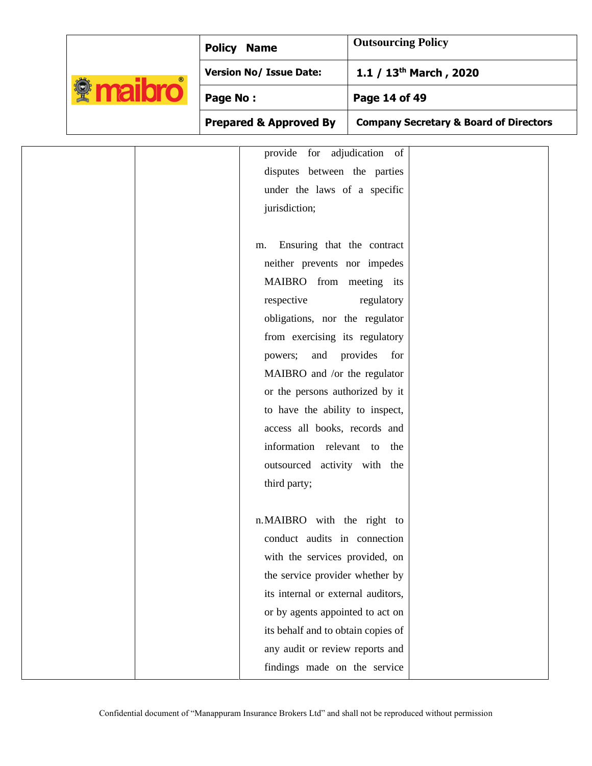| | | provide for adjudication of disputes between the parties under the laws of a specific jurisdiction;<br><br>m. Ensuring that the contract neither prevents nor impedes MAIBRO from meeting its respective regulatory obligations, nor the regulator from exercising its regulatory powers; and provides for MAIBRO and /or the regulator or the persons authorized by it to have the ability to inspect, access all books, records and information relevant to the outsourced activity with the third party;<br><br>n. MAIBRO with the right to conduct audits in connection with the services provided, on the service provider whether by its internal or external auditors, or by agents appointed to act on its behalf and to obtain copies of any audit or review reports and findings made on the service | |
|---|---|---|---|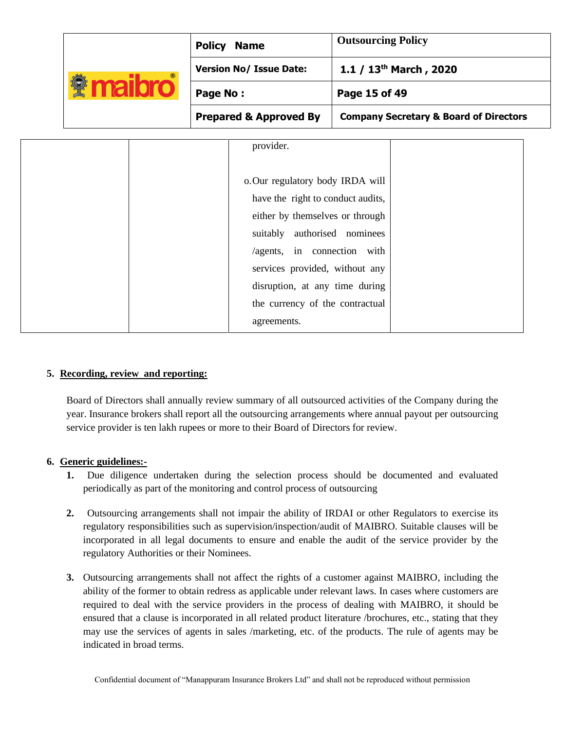| | | provider.<br><br>o. Our regulatory body IRDA will have the right to conduct audits, either by themselves or through suitably authorised nominees /agents, in connection with services provided, without any disruption, at any time during the currency of the contractual agreements. | |
|---|---|---|---|

## 5. Recording, review and reporting:

Board of Directors shall annually review summary of all outsourced activities of the Company during the year. Insurance brokers shall report all the outsourcing arrangements where annual payout per outsourcing service provider is ten lakh rupees or more to their Board of Directors for review.

## 6. Generic guidelines:-

**1.** Due diligence undertaken during the selection process should be documented and evaluated periodically as part of the monitoring and control process of outsourcing

**2.** Outsourcing arrangements shall not impair the ability of IRDAI or other Regulators to exercise its regulatory responsibilities such as supervision/inspection/audit of MAIBRO. Suitable clauses will be incorporated in all legal documents to ensure and enable the audit of the service provider by the regulatory Authorities or their Nominees.

**3.** Outsourcing arrangements shall not affect the rights of a customer against MAIBRO, including the ability of the former to obtain redress as applicable under relevant laws. In cases where customers are required to deal with the service providers in the process of dealing with MAIBRO, it should be ensured that a clause is incorporated in all related product literature /brochures, etc., stating that they may use the services of agents in sales /marketing, etc. of the products. The rule of agents may be indicated in broad terms.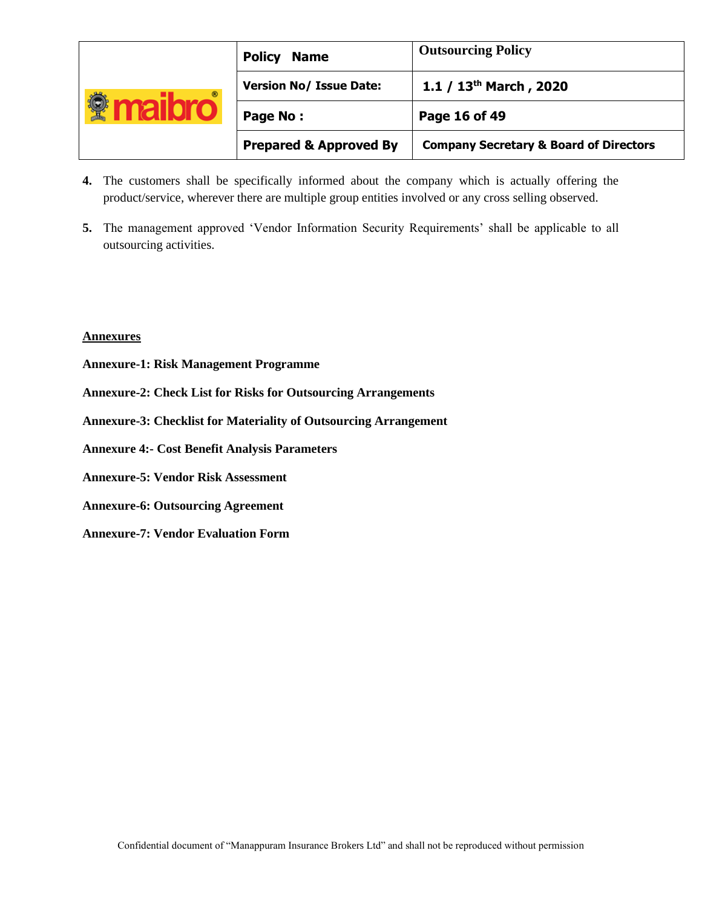4. The customers shall be specifically informed about the company which is actually offering the product/service, wherever there are multiple group entities involved or any cross selling observed.

5. The management approved 'Vendor Information Security Requirements' shall be applicable to all outsourcing activities.

**Annexures**

**Annexure-1: Risk Management Programme**

**Annexure-2: Check List for Risks for Outsourcing Arrangements**

**Annexure-3: Checklist for Materiality of Outsourcing Arrangement**

**Annexure 4:- Cost Benefit Analysis Parameters**

**Annexure-5: Vendor Risk Assessment**

**Annexure-6: Outsourcing Agreement**

**Annexure-7: Vendor Evaluation Form**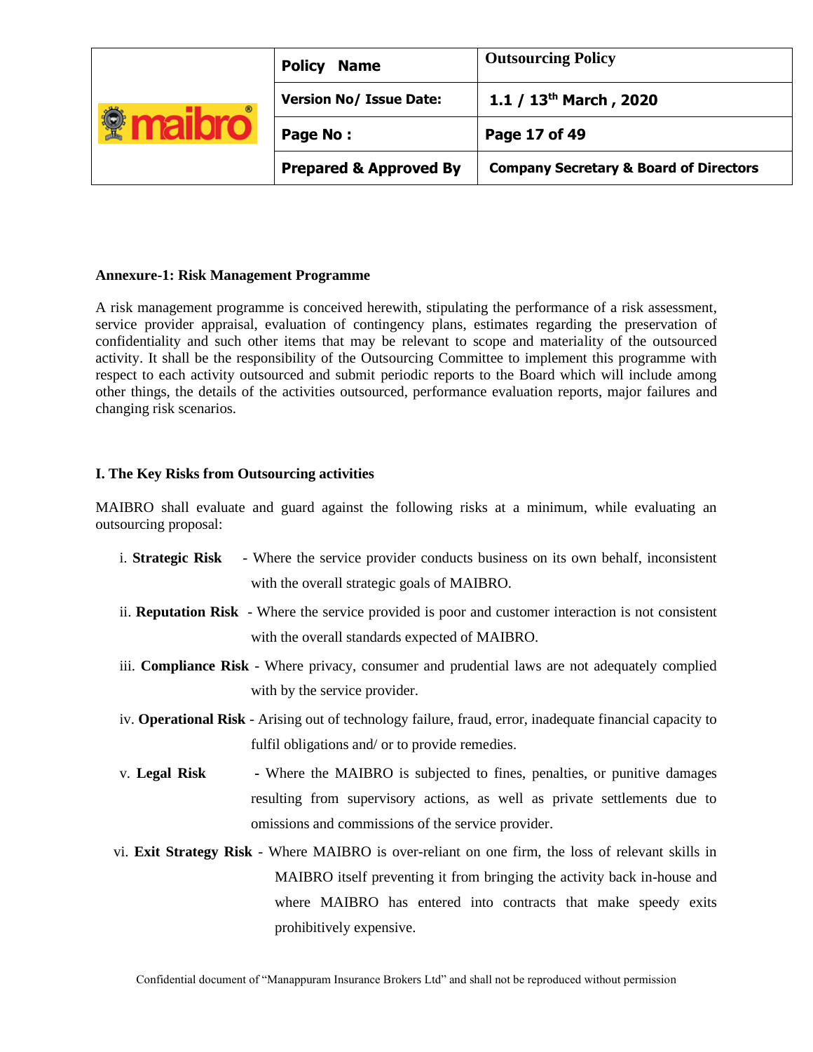**Annexure-1: Risk Management Programme**

A risk management programme is conceived herewith, stipulating the performance of a risk assessment, service provider appraisal, evaluation of contingency plans, estimates regarding the preservation of confidentiality and such other items that may be relevant to scope and materiality of the outsourced activity. It shall be the responsibility of the Outsourcing Committee to implement this programme with respect to each activity outsourced and submit periodic reports to the Board which will include among other things, the details of the activities outsourced, performance evaluation reports, major failures and changing risk scenarios.

**I. The Key Risks from Outsourcing activities**

MAIBRO shall evaluate and guard against the following risks at a minimum, while evaluating an outsourcing proposal:

i. **Strategic Risk** - Where the service provider conducts business on its own behalf, inconsistent with the overall strategic goals of MAIBRO.

ii. **Reputation Risk** - Where the service provided is poor and customer interaction is not consistent with the overall standards expected of MAIBRO.

iii. **Compliance Risk** - Where privacy, consumer and prudential laws are not adequately complied with by the service provider.

iv. **Operational Risk** - Arising out of technology failure, fraud, error, inadequate financial capacity to fulfil obligations and/ or to provide remedies.

v. **Legal Risk** - Where the MAIBRO is subjected to fines, penalties, or punitive damages resulting from supervisory actions, as well as private settlements due to omissions and commissions of the service provider.

vi. **Exit Strategy Risk** - Where MAIBRO is over-reliant on one firm, the loss of relevant skills in MAIBRO itself preventing it from bringing the activity back in-house and where MAIBRO has entered into contracts that make speedy exits prohibitively expensive.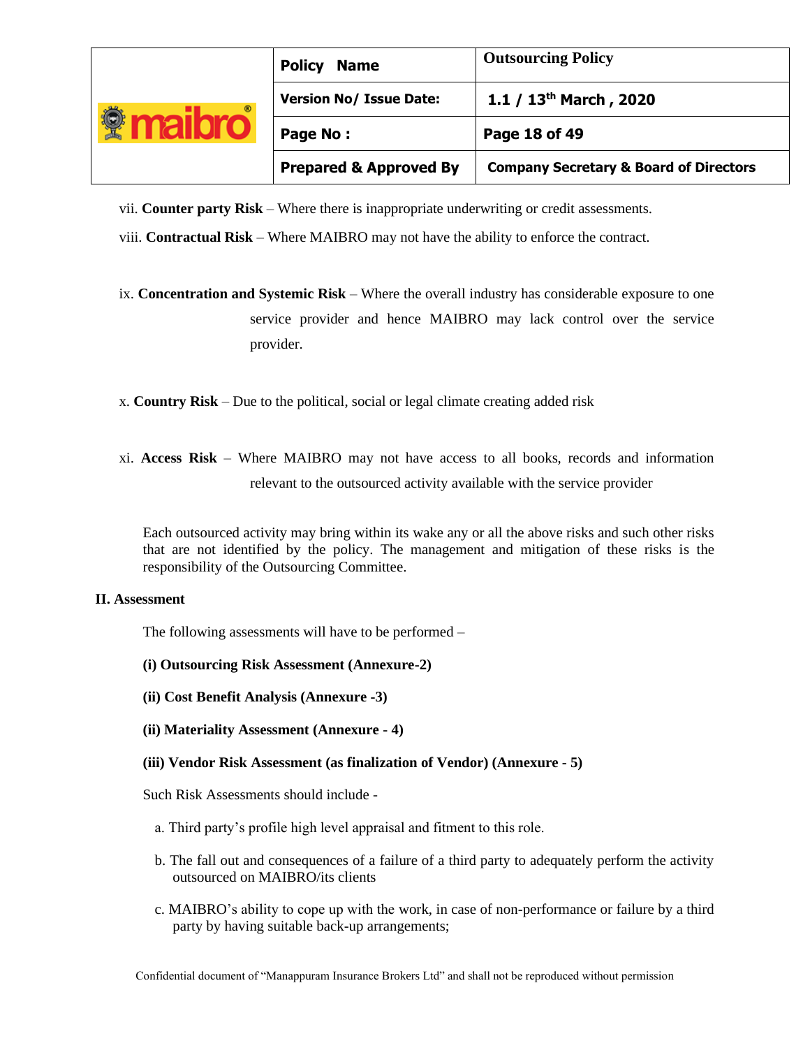vii. **Counter party Risk** – Where there is inappropriate underwriting or credit assessments.

viii. **Contractual Risk** – Where MAIBRO may not have the ability to enforce the contract.

ix. **Concentration and Systemic Risk** – Where the overall industry has considerable exposure to one service provider and hence MAIBRO may lack control over the service provider.

x. **Country Risk** – Due to the political, social or legal climate creating added risk

xi. **Access Risk** – Where MAIBRO may not have access to all books, records and information relevant to the outsourced activity available with the service provider

Each outsourced activity may bring within its wake any or all the above risks and such other risks that are not identified by the policy. The management and mitigation of these risks is the responsibility of the Outsourcing Committee.

**II. Assessment**

The following assessments will have to be performed –

**(i) Outsourcing Risk Assessment (Annexure-2)**

**(ii) Cost Benefit Analysis (Annexure -3)**

**(ii) Materiality Assessment (Annexure - 4)**

**(iii) Vendor Risk Assessment (as finalization of Vendor) (Annexure - 5)**

Such Risk Assessments should include -

a. Third party's profile high level appraisal and fitment to this role.

b. The fall out and consequences of a failure of a third party to adequately perform the activity outsourced on MAIBRO/its clients

c. MAIBRO's ability to cope up with the work, in case of non-performance or failure by a third party by having suitable back-up arrangements;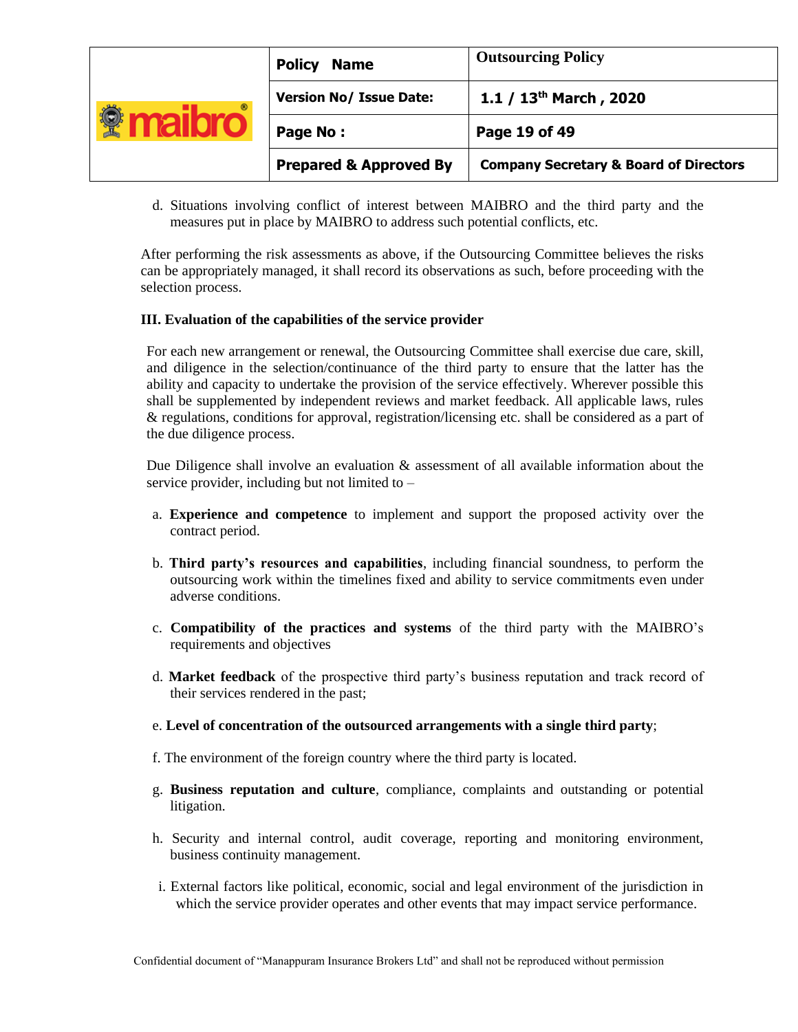d. Situations involving conflict of interest between MAIBRO and the third party and the measures put in place by MAIBRO to address such potential conflicts, etc.

After performing the risk assessments as above, if the Outsourcing Committee believes the risks can be appropriately managed, it shall record its observations as such, before proceeding with the selection process.

**III. Evaluation of the capabilities of the service provider**

For each new arrangement or renewal, the Outsourcing Committee shall exercise due care, skill, and diligence in the selection/continuance of the third party to ensure that the latter has the ability and capacity to undertake the provision of the service effectively. Wherever possible this shall be supplemented by independent reviews and market feedback. All applicable laws, rules & regulations, conditions for approval, registration/licensing etc. shall be considered as a part of the due diligence process.

Due Diligence shall involve an evaluation & assessment of all available information about the service provider, including but not limited to –

a. **Experience and competence** to implement and support the proposed activity over the contract period.

b. **Third party's resources and capabilities**, including financial soundness, to perform the outsourcing work within the timelines fixed and ability to service commitments even under adverse conditions.

c. **Compatibility of the practices and systems** of the third party with the MAIBRO's requirements and objectives

d. **Market feedback** of the prospective third party's business reputation and track record of their services rendered in the past;

e. **Level of concentration of the outsourced arrangements with a single third party**;

f. The environment of the foreign country where the third party is located.

g. **Business reputation and culture**, compliance, complaints and outstanding or potential litigation.

h. Security and internal control, audit coverage, reporting and monitoring environment, business continuity management.

i. External factors like political, economic, social and legal environment of the jurisdiction in which the service provider operates and other events that may impact service performance.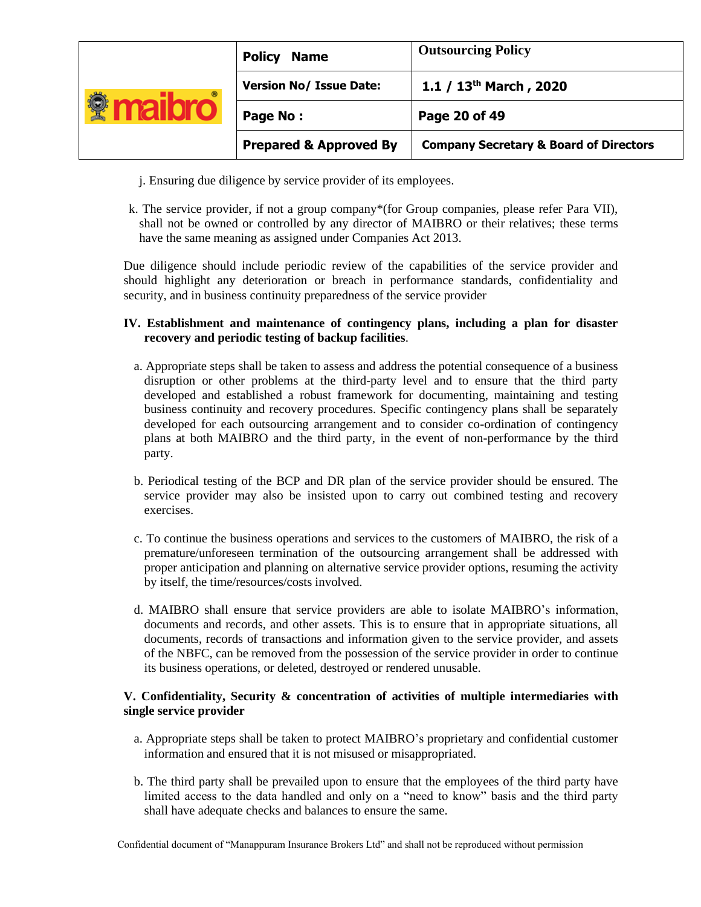j. Ensuring due diligence by service provider of its employees.

k. The service provider, if not a group company*(for Group companies, please refer Para VII), shall not be owned or controlled by any director of MAIBRO or their relatives; these terms have the same meaning as assigned under Companies Act 2013.

Due diligence should include periodic review of the capabilities of the service provider and should highlight any deterioration or breach in performance standards, confidentiality and security, and in business continuity preparedness of the service provider

**IV. Establishment and maintenance of contingency plans, including a plan for disaster recovery and periodic testing of backup facilities**.

a. Appropriate steps shall be taken to assess and address the potential consequence of a business disruption or other problems at the third-party level and to ensure that the third party developed and established a robust framework for documenting, maintaining and testing business continuity and recovery procedures. Specific contingency plans shall be separately developed for each outsourcing arrangement and to consider co-ordination of contingency plans at both MAIBRO and the third party, in the event of non-performance by the third party.

b. Periodical testing of the BCP and DR plan of the service provider should be ensured. The service provider may also be insisted upon to carry out combined testing and recovery exercises.

c. To continue the business operations and services to the customers of MAIBRO, the risk of a premature/unforeseen termination of the outsourcing arrangement shall be addressed with proper anticipation and planning on alternative service provider options, resuming the activity by itself, the time/resources/costs involved.

d. MAIBRO shall ensure that service providers are able to isolate MAIBRO's information, documents and records, and other assets. This is to ensure that in appropriate situations, all documents, records of transactions and information given to the service provider, and assets of the NBFC, can be removed from the possession of the service provider in order to continue its business operations, or deleted, destroyed or rendered unusable.

**V. Confidentiality, Security & concentration of activities of multiple intermediaries with single service provider**

a. Appropriate steps shall be taken to protect MAIBRO's proprietary and confidential customer information and ensured that it is not misused or misappropriated.

b. The third party shall be prevailed upon to ensure that the employees of the third party have limited access to the data handled and only on a "need to know" basis and the third party shall have adequate checks and balances to ensure the same.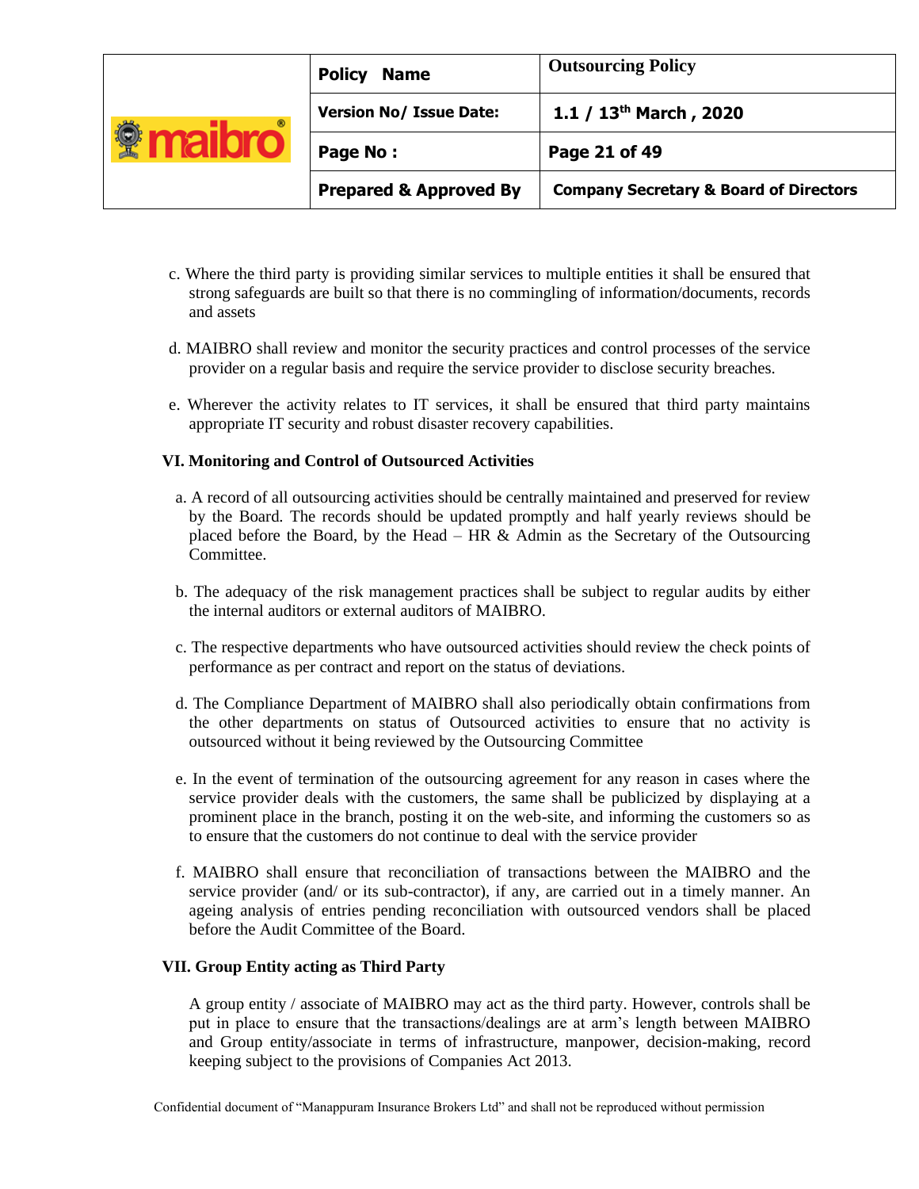c. Where the third party is providing similar services to multiple entities it shall be ensured that strong safeguards are built so that there is no commingling of information/documents, records and assets

d. MAIBRO shall review and monitor the security practices and control processes of the service provider on a regular basis and require the service provider to disclose security breaches.

e. Wherever the activity relates to IT services, it shall be ensured that third party maintains appropriate IT security and robust disaster recovery capabilities.

**VI. Monitoring and Control of Outsourced Activities**

a. A record of all outsourcing activities should be centrally maintained and preserved for review by the Board. The records should be updated promptly and half yearly reviews should be placed before the Board, by the Head – HR & Admin as the Secretary of the Outsourcing Committee.

b. The adequacy of the risk management practices shall be subject to regular audits by either the internal auditors or external auditors of MAIBRO.

c. The respective departments who have outsourced activities should review the check points of performance as per contract and report on the status of deviations.

d. The Compliance Department of MAIBRO shall also periodically obtain confirmations from the other departments on status of Outsourced activities to ensure that no activity is outsourced without it being reviewed by the Outsourcing Committee

e. In the event of termination of the outsourcing agreement for any reason in cases where the service provider deals with the customers, the same shall be publicized by displaying at a prominent place in the branch, posting it on the web-site, and informing the customers so as to ensure that the customers do not continue to deal with the service provider

f. MAIBRO shall ensure that reconciliation of transactions between the MAIBRO and the service provider (and/ or its sub-contractor), if any, are carried out in a timely manner. An ageing analysis of entries pending reconciliation with outsourced vendors shall be placed before the Audit Committee of the Board.

**VII. Group Entity acting as Third Party**

A group entity / associate of MAIBRO may act as the third party. However, controls shall be put in place to ensure that the transactions/dealings are at arm's length between MAIBRO and Group entity/associate in terms of infrastructure, manpower, decision-making, record keeping subject to the provisions of Companies Act 2013.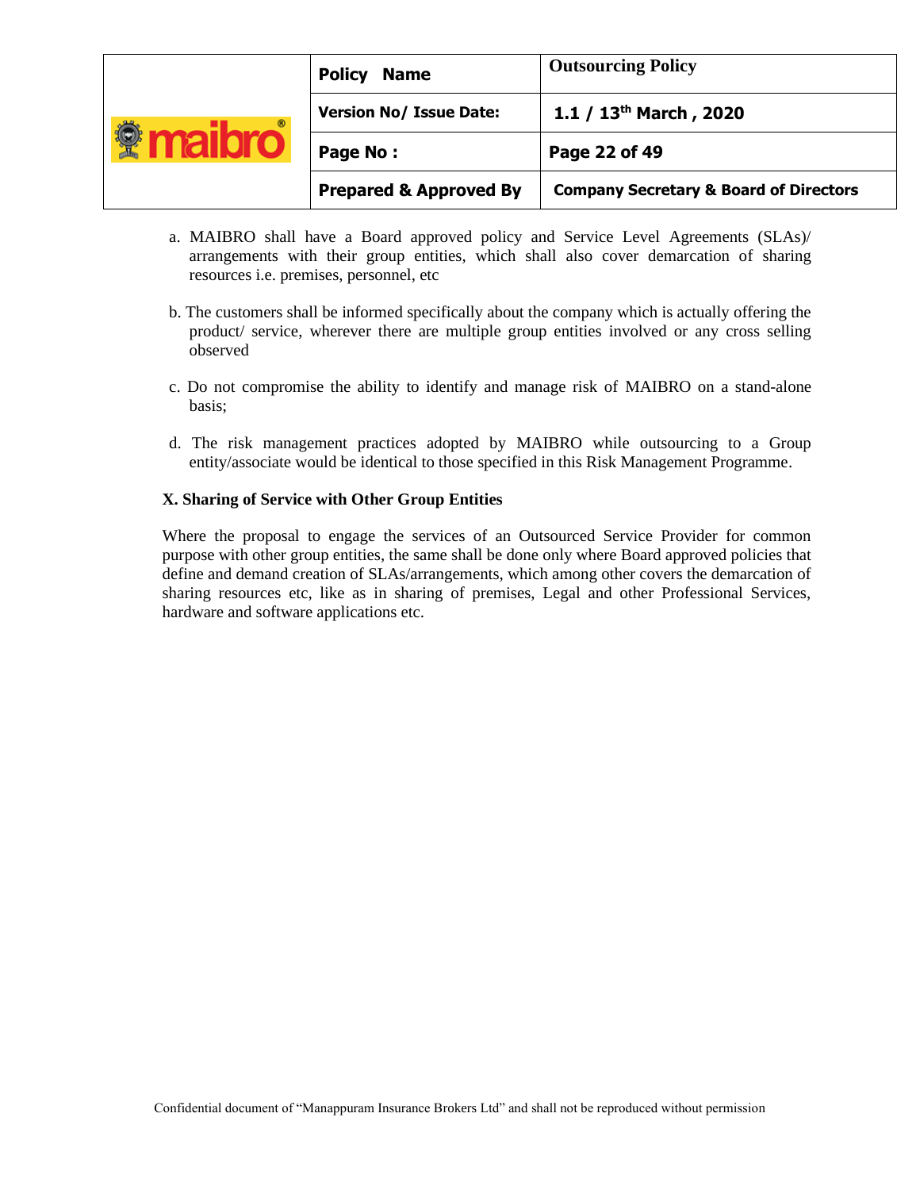a. MAIBRO shall have a Board approved policy and Service Level Agreements (SLAs)/ arrangements with their group entities, which shall also cover demarcation of sharing resources i.e. premises, personnel, etc

b. The customers shall be informed specifically about the company which is actually offering the product/ service, wherever there are multiple group entities involved or any cross selling observed

c. Do not compromise the ability to identify and manage risk of MAIBRO on a stand-alone basis;

d. The risk management practices adopted by MAIBRO while outsourcing to a Group entity/associate would be identical to those specified in this Risk Management Programme.

### X. Sharing of Service with Other Group Entities

Where the proposal to engage the services of an Outsourced Service Provider for common purpose with other group entities, the same shall be done only where Board approved policies that define and demand creation of SLAs/arrangements, which among other covers the demarcation of sharing resources etc, like as in sharing of premises, Legal and other Professional Services, hardware and software applications etc.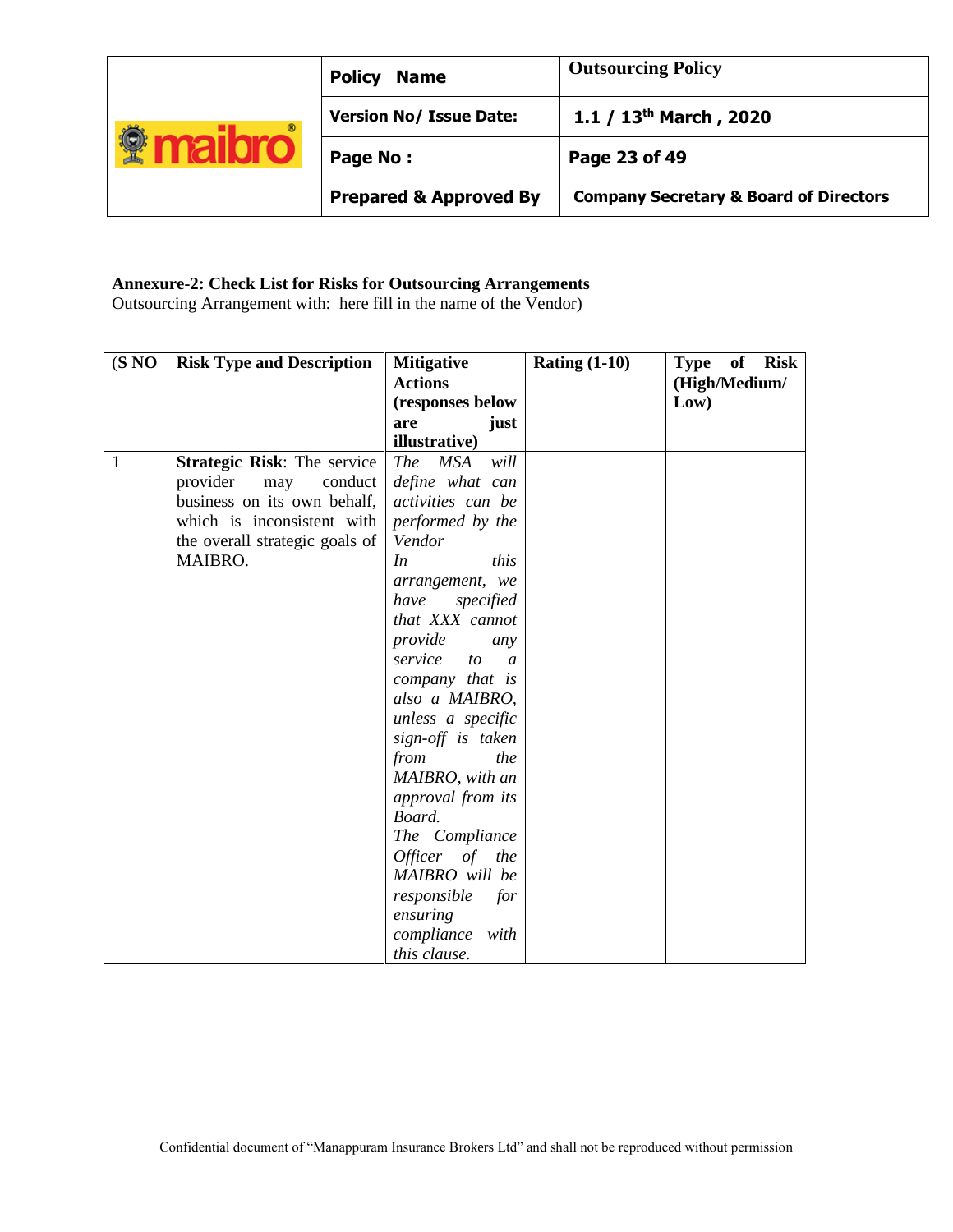**Annexure-2: Check List for Risks for Outsourcing Arrangements**

Outsourcing Arrangement with: here fill in the name of the Vendor)

| (S NO | Risk Type and Description | Mitigative Actions (responses below are just illustrative) | Rating (1-10) | Type of Risk (High/Medium/ Low) |
|---|---|---|---|---|
| 1 | **Strategic Risk**: The service provider may conduct business on its own behalf, which is inconsistent with the overall strategic goals of MAIBRO. | *The MSA will define what can activities can be performed by the Vendor* *In this arrangement, we have specified that XXX cannot provide any service to a company that is also a MAIBRO, unless a specific sign-off is taken from the MAIBRO, with an approval from its Board.* *The Compliance Officer of the MAIBRO will be responsible for ensuring compliance with this clause.* | | |

Confidential document of "Manappuram Insurance Brokers Ltd" and shall not be reproduced without permission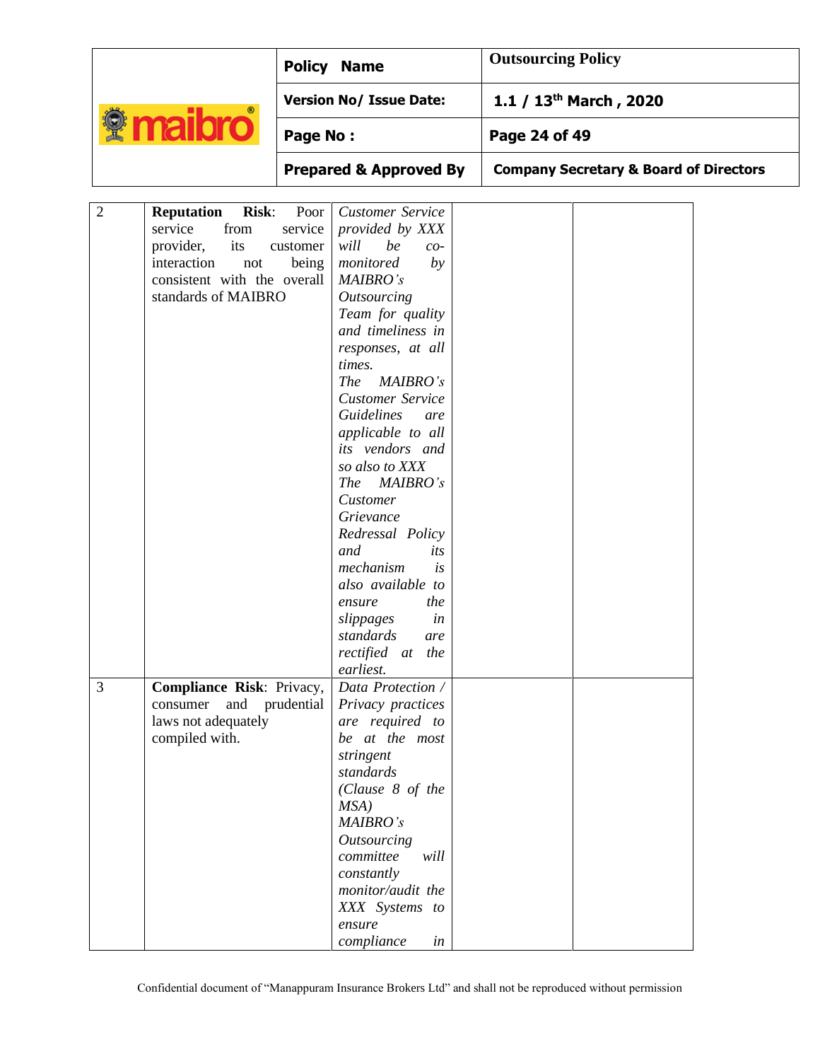| | | | | |
|---|---|---|---|---|
| 2 | **Reputation Risk**: Poor service from service provider, its customer interaction not being consistent with the overall standards of MAIBRO | *Customer Service provided by XXX will be co-monitored by MAIBRO's Outsourcing Team for quality and timeliness in responses, at all times.* *The MAIBRO's Customer Service Guidelines are applicable to all its vendors and so also to XXX* *The MAIBRO's Customer Grievance Redressal Policy and its mechanism is also available to ensure the slippages in standards are rectified at the earliest.* | | |
| 3 | **Compliance Risk**: Privacy, consumer and prudential laws not adequately compiled with. | *Data Protection / Privacy practices are required to be at the most stringent standards (Clause 8 of the MSA)* *MAIBRO's Outsourcing committee will constantly monitor/audit the XXX Systems to ensure compliance in* | | |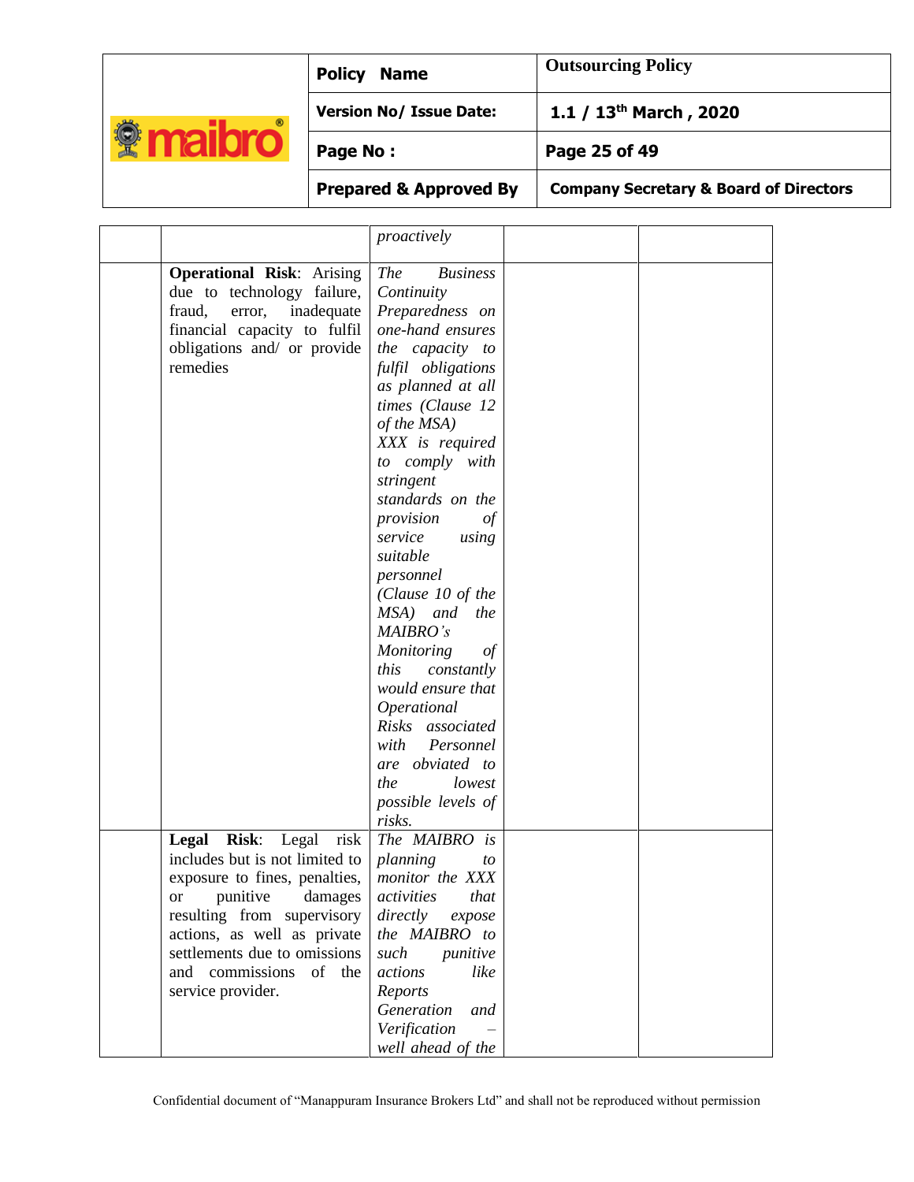| | | | | |
|---|---|---|---|---|
| | | *proactively* | | |
| | **Operational Risk**: Arising due to technology failure, fraud, error, inadequate financial capacity to fulfil obligations and/ or provide remedies | *The Business Continuity Preparedness on one-hand ensures the capacity to fulfil obligations as planned at all times (Clause 12 of the MSA) XXX is required to comply with stringent standards on the provision of service using suitable personnel (Clause 10 of the MSA) and the MAIBRO's Monitoring of this constantly would ensure that Operational Risks associated with Personnel are obviated to the lowest possible levels of risks.* | | |
| | **Legal Risk**: Legal risk includes but is not limited to exposure to fines, penalties, or punitive damages resulting from supervisory actions, as well as private settlements due to omissions and commissions of the service provider. | *The MAIBRO is planning to monitor the XXX activities that directly expose the MAIBRO to such punitive actions like Reports Generation and Verification – well ahead of the* | | |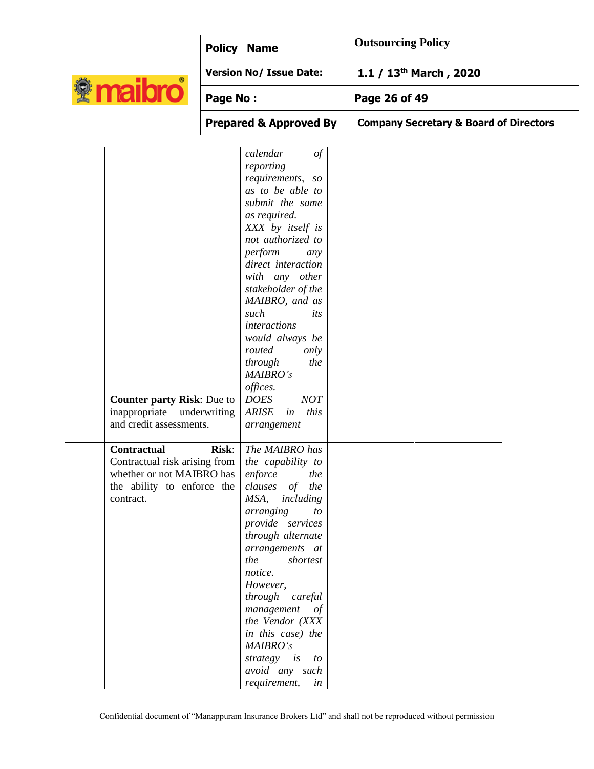| | | | | |
|---|---|---|---|---|
| | | *calendar of reporting requirements, so as to be able to submit the same as required. XXX by itself is not authorized to perform any direct interaction with any other stakeholder of the MAIBRO, and as such its interactions would always be routed only through the MAIBRO's offices.* | | |
| | **Counter party Risk**: Due to inappropriate underwriting and credit assessments. | *DOES NOT ARISE in this arrangement* | | |
| | **Contractual Risk**: Contractual risk arising from whether or not MAIBRO has the ability to enforce the contract. | *The MAIBRO has the capability to enforce the clauses of the MSA, including arranging to provide services through alternate arrangements at the shortest notice. However, through careful management of the Vendor (XXX in this case) the MAIBRO's strategy is to avoid any such requirement, in* | | |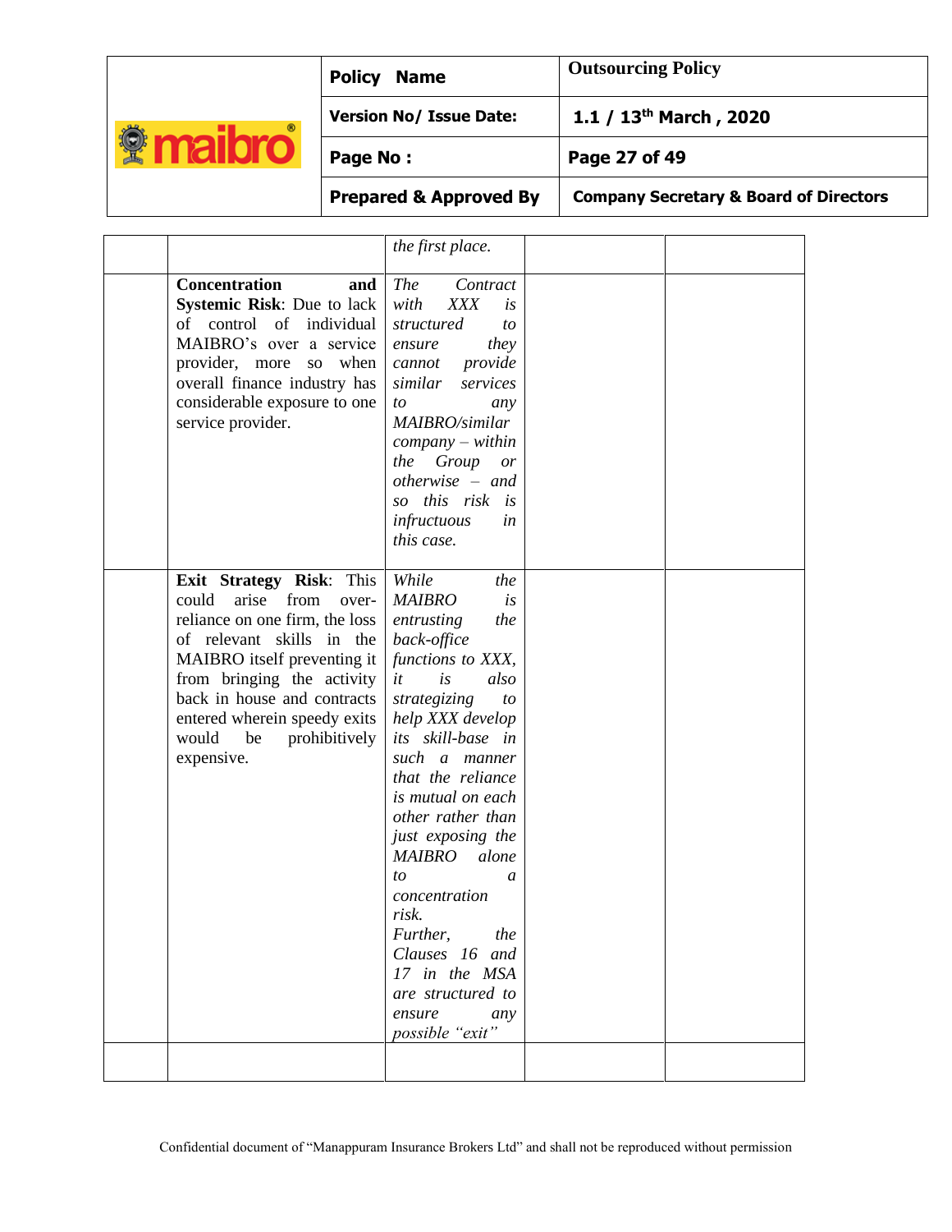| | | | | |
|---|---|---|---|---|
| | | *the first place.* | | |
| | **Concentration and Systemic Risk**: Due to lack of control of individual MAIBRO's over a service provider, more so when overall finance industry has considerable exposure to one service provider. | *The Contract with XXX is structured to ensure they cannot provide similar services to any MAIBRO/similar company – within the Group or otherwise – and so this risk is infructuous in this case.* | | |
| | **Exit Strategy Risk**: This could arise from over-reliance on one firm, the loss of relevant skills in the MAIBRO itself preventing it from bringing the activity back in house and contracts entered wherein speedy exits would be prohibitively expensive. | *While the MAIBRO is entrusting the back-office functions to XXX, it is also strategizing to help XXX develop its skill-base in such a manner that the reliance is mutual on each other rather than just exposing the MAIBRO alone to a concentration risk. Further, the Clauses 16 and 17 in the MSA are structured to ensure any possible "exit"* | | |
| | | | | |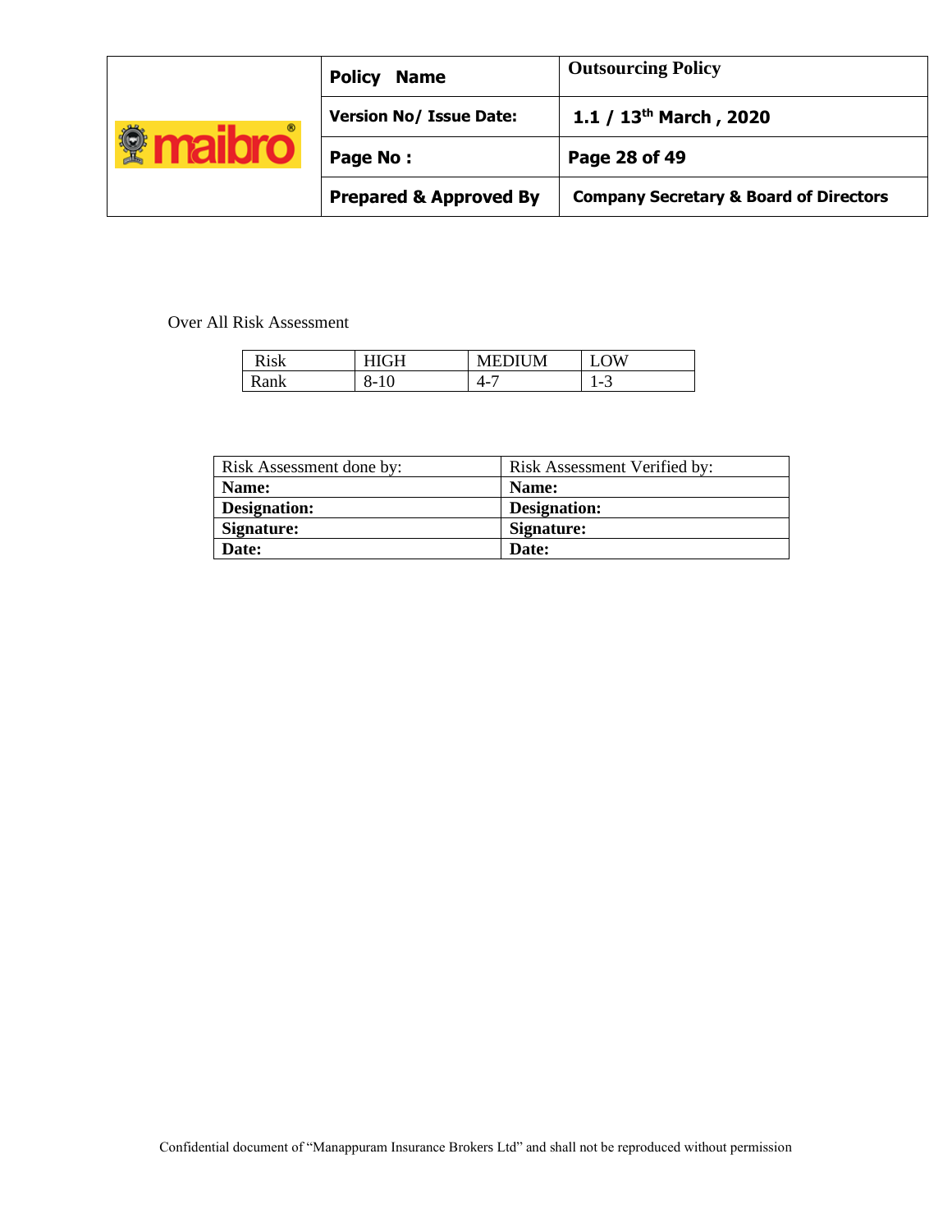Over All Risk Assessment

| Risk | HIGH | MEDIUM | LOW |
|---|---|---|---|
| Rank | 8-10 | 4-7 | 1-3 |

| Risk Assessment done by: | Risk Assessment Verified by: |
|---|---|
| **Name:** | **Name:** |
| **Designation:** | **Designation:** |
| **Signature:** | **Signature:** |
| **Date:** | **Date:** |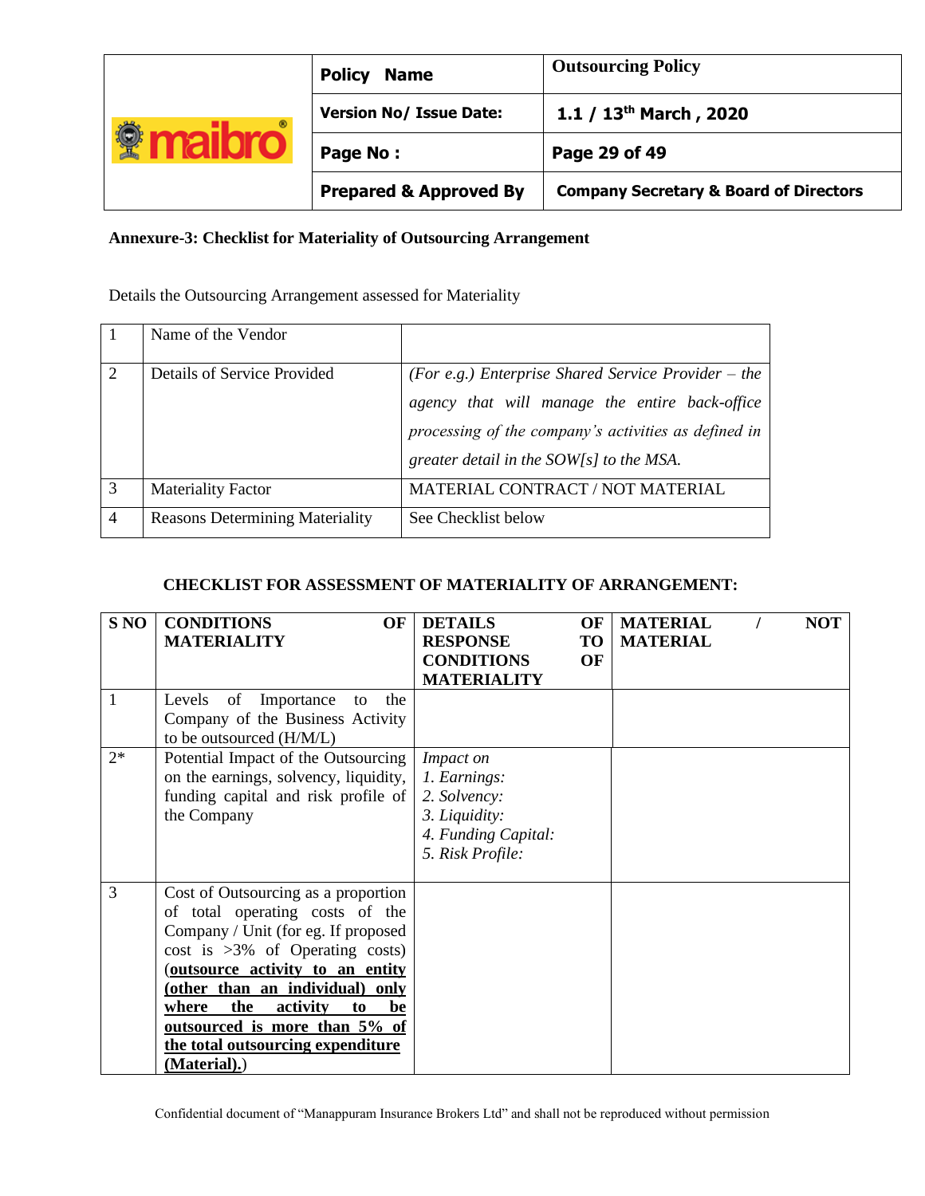**Annexure-3: Checklist for Materiality of Outsourcing Arrangement**

Details the Outsourcing Arrangement assessed for Materiality

| | | |
|---|---|---|
| 1 | Name of the Vendor | |
| 2 | Details of Service Provided | *(For e.g.) Enterprise Shared Service Provider – the agency that will manage the entire back-office processing of the company's activities as defined in greater detail in the SOW[s] to the MSA.* |
| 3 | Materiality Factor | MATERIAL CONTRACT / NOT MATERIAL |
| 4 | Reasons Determining Materiality | See Checklist below |

**CHECKLIST FOR ASSESSMENT OF MATERIALITY OF ARRANGEMENT:**

| S NO | CONDITIONS OF MATERIALITY | DETAILS OF RESPONSE TO CONDITIONS OF MATERIALITY | MATERIAL / NOT MATERIAL |
|---|---|---|---|
| 1 | Levels of Importance to the Company of the Business Activity to be outsourced (H/M/L) | | |
| 2* | Potential Impact of the Outsourcing on the earnings, solvency, liquidity, funding capital and risk profile of the Company | *Impact on*<br>*1. Earnings:*<br>*2. Solvency:*<br>*3. Liquidity:*<br>*4. Funding Capital:*<br>*5. Risk Profile:* | |
| 3 | Cost of Outsourcing as a proportion of total operating costs of the Company / Unit (for eg. If proposed cost is >3% of Operating costs) (**<u>outsource activity to an entity (other than an individual) only where the activity to be outsourced is more than 5% of the total outsourcing expenditure (Material).</u>**) | | |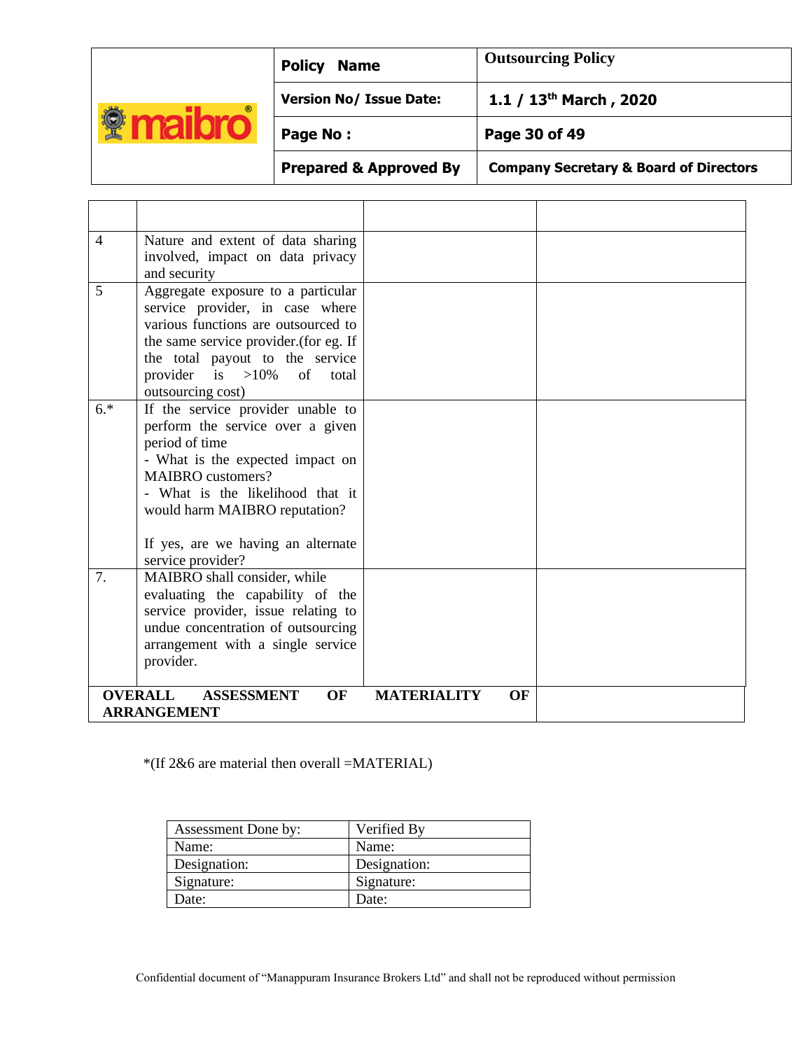| | | | |
|---|---|---|---|
| 4 | Nature and extent of data sharing involved, impact on data privacy and security | | |
| 5 | Aggregate exposure to a particular service provider, in case where various functions are outsourced to the same service provider.(for eg. If the total payout to the service provider is >10% of total outsourcing cost) | | |
| 6.* | If the service provider unable to perform the service over a given period of time<br>- What is the expected impact on MAIBRO customers?<br>- What is the likelihood that it would harm MAIBRO reputation?<br><br>If yes, are we having an alternate service provider? | | |
| 7. | MAIBRO shall consider, while evaluating the capability of the service provider, issue relating to undue concentration of outsourcing arrangement with a single service provider. | | |
| **OVERALL ASSESSMENT OF MATERIALITY OF ARRANGEMENT** | | | |

*(If 2&6 are material then overall =MATERIAL)

| Assessment Done by: | Verified By |
|---|---|
| Name: | Name: |
| Designation: | Designation: |
| Signature: | Signature: |
| Date: | Date: |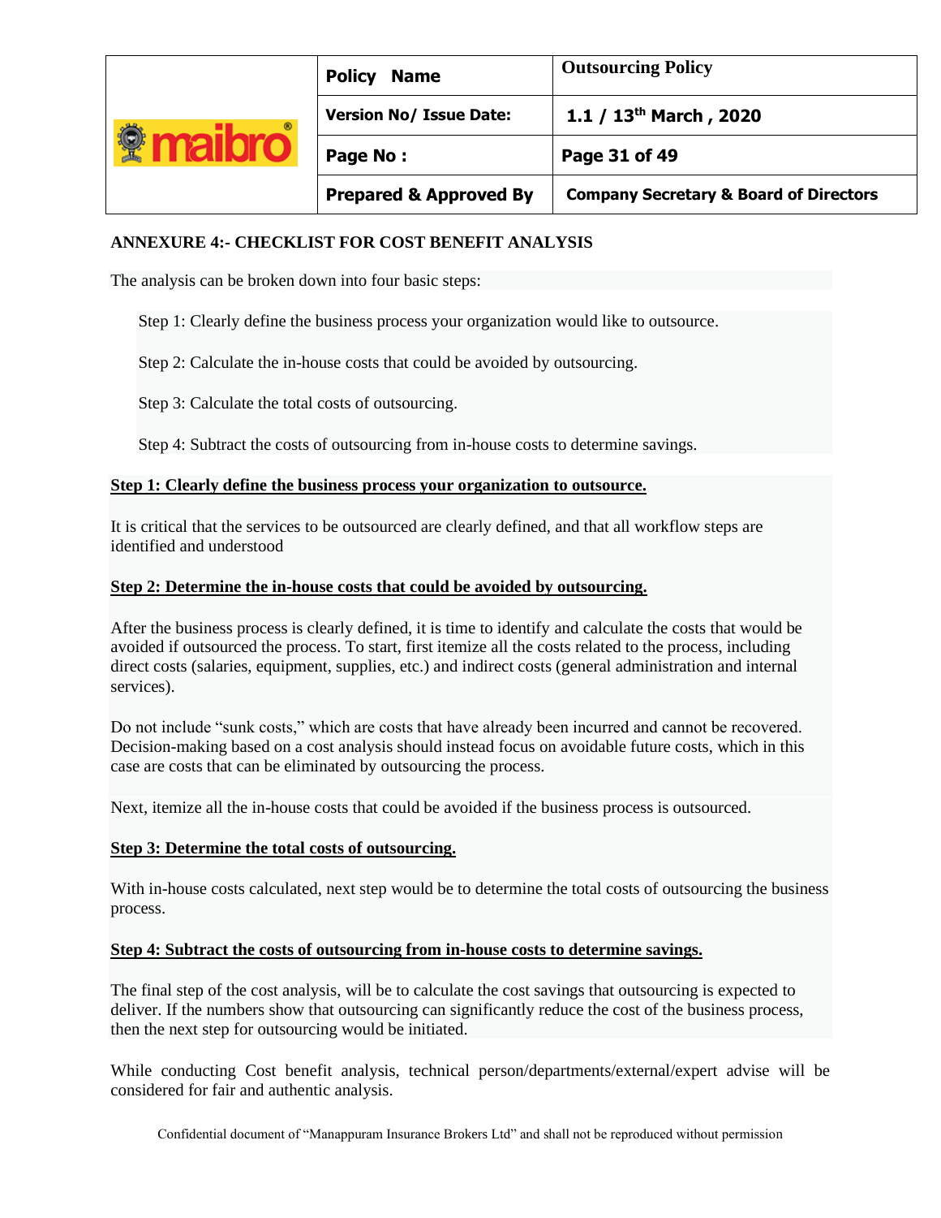## ANNEXURE 4:- CHECKLIST FOR COST BENEFIT ANALYSIS

The analysis can be broken down into four basic steps:

Step 1: Clearly define the business process your organization would like to outsource.

Step 2: Calculate the in-house costs that could be avoided by outsourcing.

Step 3: Calculate the total costs of outsourcing.

Step 4: Subtract the costs of outsourcing from in-house costs to determine savings.

### Step 1: Clearly define the business process your organization to outsource.

It is critical that the services to be outsourced are clearly defined, and that all workflow steps are identified and understood

### Step 2: Determine the in-house costs that could be avoided by outsourcing.

After the business process is clearly defined, it is time to identify and calculate the costs that would be avoided if outsourced the process. To start, first itemize all the costs related to the process, including direct costs (salaries, equipment, supplies, etc.) and indirect costs (general administration and internal services).

Do not include "sunk costs," which are costs that have already been incurred and cannot be recovered. Decision-making based on a cost analysis should instead focus on avoidable future costs, which in this case are costs that can be eliminated by outsourcing the process.

Next, itemize all the in-house costs that could be avoided if the business process is outsourced.

### Step 3: Determine the total costs of outsourcing.

With in-house costs calculated, next step would be to determine the total costs of outsourcing the business process.

### Step 4: Subtract the costs of outsourcing from in-house costs to determine savings.

The final step of the cost analysis, will be to calculate the cost savings that outsourcing is expected to deliver. If the numbers show that outsourcing can significantly reduce the cost of the business process, then the next step for outsourcing would be initiated.

While conducting Cost benefit analysis, technical person/departments/external/expert advise will be considered for fair and authentic analysis.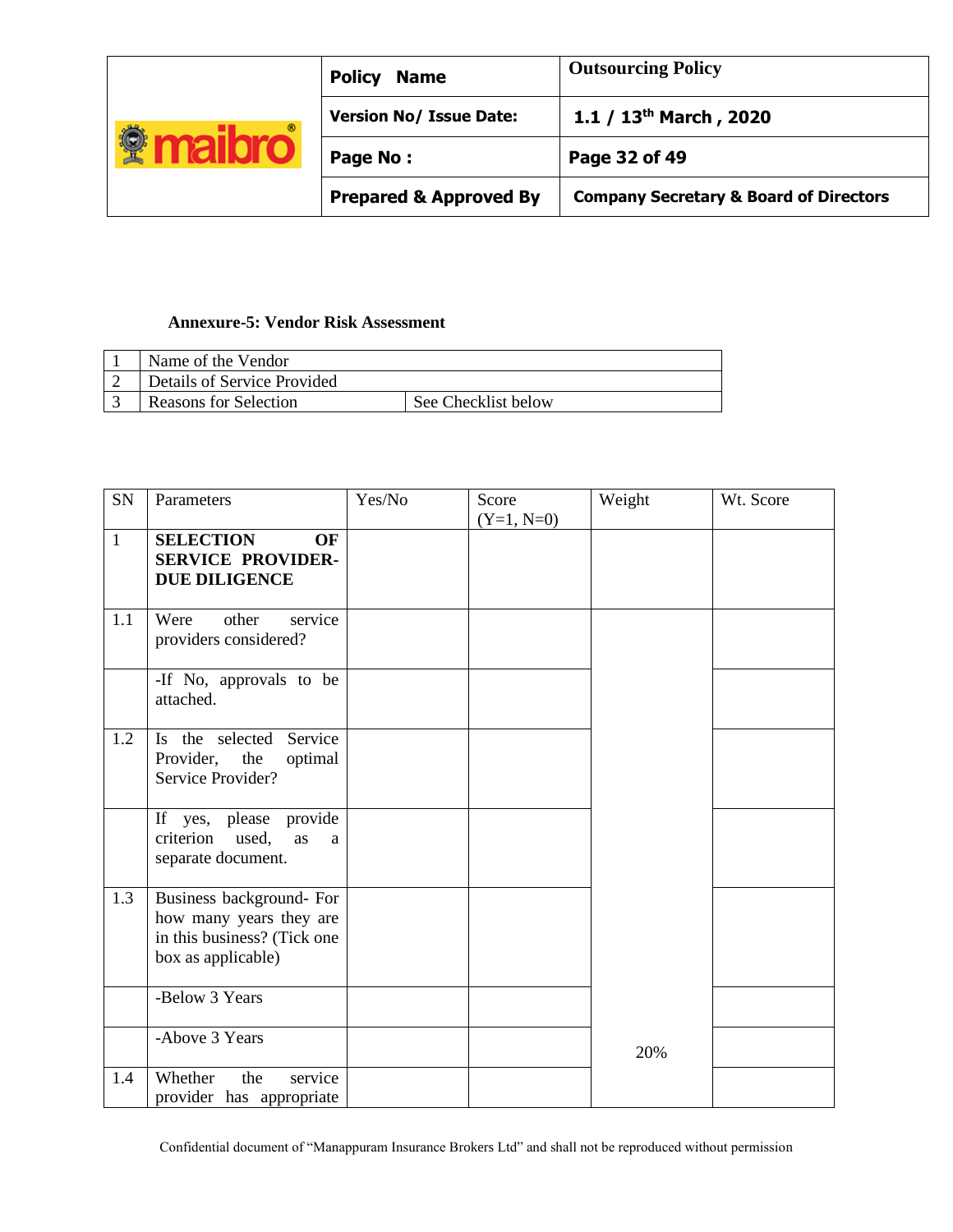### Annexure-5: Vendor Risk Assessment

| | | |
|---|---|---|
| 1 | Name of the Vendor | |
| 2 | Details of Service Provided | |
| 3 | Reasons for Selection | See Checklist below |

| SN | Parameters | Yes/No | Score (Y=1, N=0) | Weight | Wt. Score |
|---|---|---|---|---|---|
| 1 | **SELECTION OF SERVICE PROVIDER- DUE DILIGENCE** | | | | |
| 1.1 | Were other service providers considered? | | | | |
| | -If No, approvals to be attached. | | | | |
| 1.2 | Is the selected Service Provider, the optimal Service Provider? | | | | |
| | If yes, please provide criterion used, as a separate document. | | | | |
| 1.3 | Business background- For how many years they are in this business? (Tick one box as applicable) | | | | |
| | -Below 3 Years | | | | |
| | -Above 3 Years | | | 20% | |
| 1.4 | Whether the service provider has appropriate | | | | |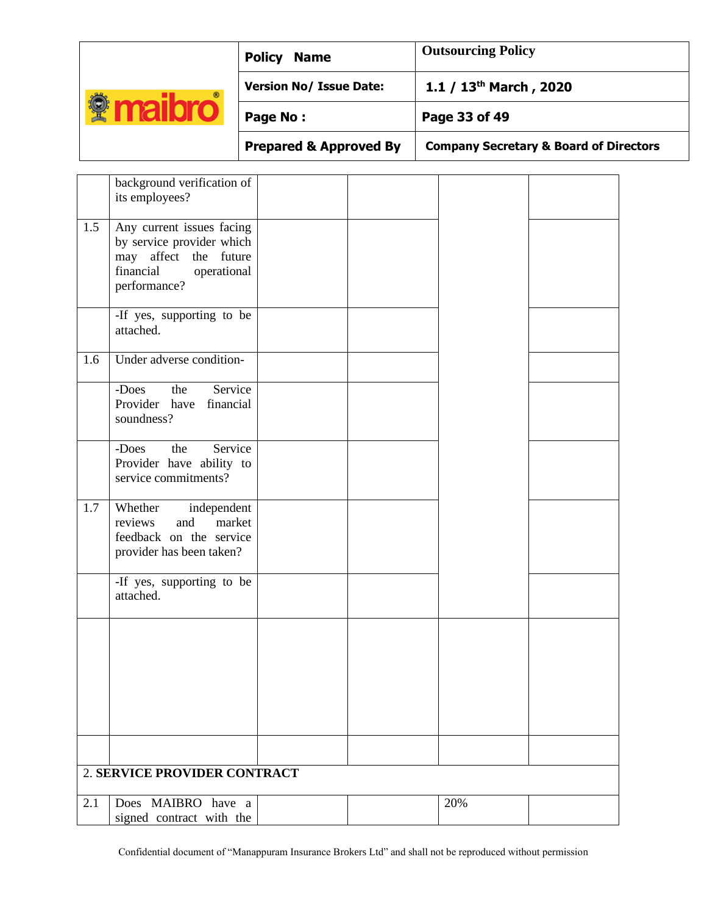| | | | | | |
|---|---|---|---|---|---|
| | background verification of its employees? | | | | |
| 1.5 | Any current issues facing by service provider which may affect the future financial operational performance? | | | | |
| | -If yes, supporting to be attached. | | | | |
| 1.6 | Under adverse condition- | | | | |
| | -Does the Service Provider have financial soundness? | | | | |
| | -Does the Service Provider have ability to service commitments? | | | | |
| 1.7 | Whether independent reviews and market feedback on the service provider has been taken? | | | | |
| | -If yes, supporting to be attached. | | | | |
| | | | | | |
| | | | | | |
| 2. **SERVICE PROVIDER CONTRACT** | | | | | |
| 2.1 | Does MAIBRO have a signed contract with the | | | 20% | |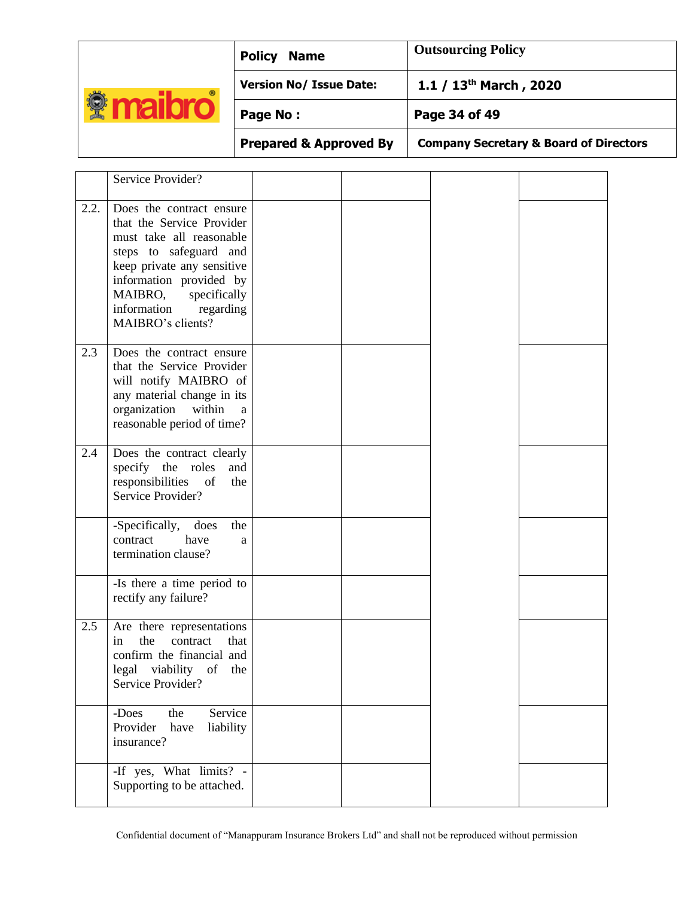| | | | | | |
|---|---|---|---|---|---|
| | Service Provider? | | | | |
| 2.2. | Does the contract ensure that the Service Provider must take all reasonable steps to safeguard and keep private any sensitive information provided by MAIBRO, specifically information regarding MAIBRO's clients? | | | | |
| 2.3 | Does the contract ensure that the Service Provider will notify MAIBRO of any material change in its organization within a reasonable period of time? | | | | |
| 2.4 | Does the contract clearly specify the roles and responsibilities of the Service Provider? | | | | |
| | -Specifically, does the contract have a termination clause? | | | | |
| | -Is there a time period to rectify any failure? | | | | |
| 2.5 | Are there representations in the contract that confirm the financial and legal viability of the Service Provider? | | | | |
| | -Does the Service Provider have liability insurance? | | | | |
| | -If yes, What limits? -Supporting to be attached. | | | | |

Confidential document of "Manappuram Insurance Brokers Ltd" and shall not be reproduced without permission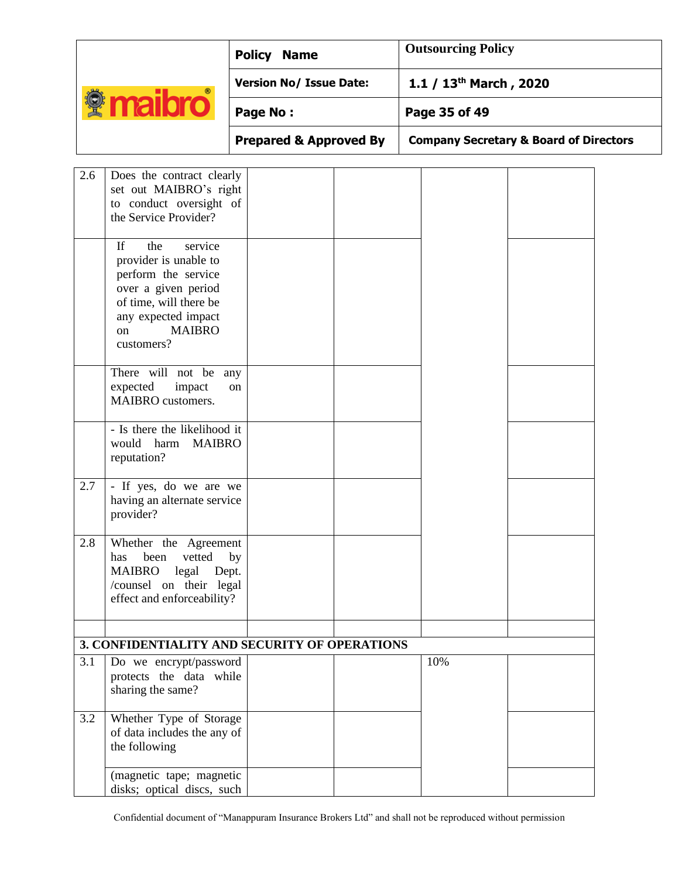| | | | | | |
|---|---|---|---|---|---|
| 2.6 | Does the contract clearly set out MAIBRO's right to conduct oversight of the Service Provider? | | | | |
| | If the service provider is unable to perform the service over a given period of time, will there be any expected impact on MAIBRO customers? | | | | |
| | There will not be any expected impact on MAIBRO customers. | | | | |
| | - Is there the likelihood it would harm MAIBRO reputation? | | | | |
| 2.7 | - If yes, do we are we having an alternate service provider? | | | | |
| 2.8 | Whether the Agreement has been vetted by MAIBRO legal Dept. /counsel on their legal effect and enforceability? | | | | |
| | | | | | |
| **3. CONFIDENTIALITY AND SECURITY OF OPERATIONS** | | | | | |
| 3.1 | Do we encrypt/password protects the data while sharing the same? | | | 10% | |
| 3.2 | Whether Type of Storage of data includes the any of the following | | | | |
| | (magnetic tape; magnetic disks; optical discs, such | | | | |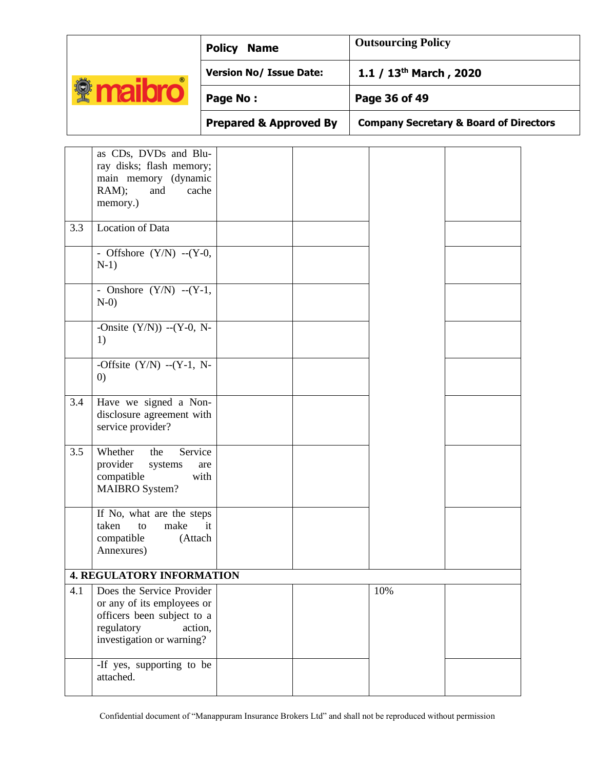| | | | | | |
|---|---|---|---|---|---|
| | as CDs, DVDs and Blu-ray disks; flash memory; main memory (dynamic RAM); and cache memory.) | | | | |
| 3.3 | Location of Data | | | | |
| | - Offshore (Y/N) --(Y-0, N-1) | | | | |
| | - Onshore (Y/N) --(Y-1, N-0) | | | | |
| | -Onsite (Y/N)) --(Y-0, N-1) | | | | |
| | -Offsite (Y/N) --(Y-1, N-0) | | | | |
| 3.4 | Have we signed a Non-disclosure agreement with service provider? | | | | |
| 3.5 | Whether the Service provider systems are compatible with MAIBRO System? | | | | |
| | If No, what are the steps taken to make it compatible (Attach Annexures) | | | | |
| **4. REGULATORY INFORMATION** | | | | | |
| 4.1 | Does the Service Provider or any of its employees or officers been subject to a regulatory action, investigation or warning? | | | 10% | |
| | -If yes, supporting to be attached. | | | | |

Confidential document of “Manappuram Insurance Brokers Ltd” and shall not be reproduced without permission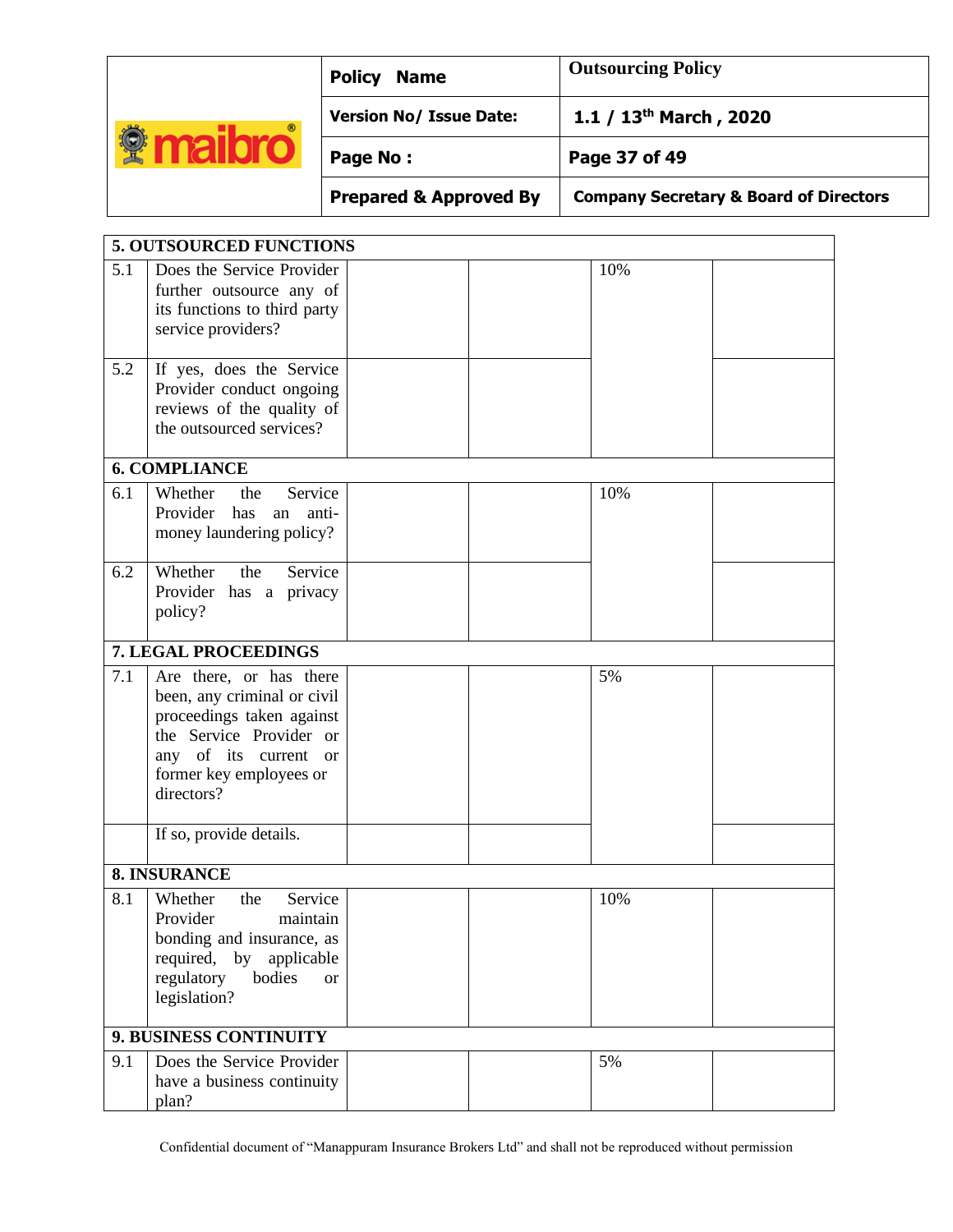| | | | | | |
|---|---|---|---|---|---|
| **5. OUTSOURCED FUNCTIONS** | | | | | |
| 5.1 | Does the Service Provider further outsource any of its functions to third party service providers? | | | 10% | |
| 5.2 | If yes, does the Service Provider conduct ongoing reviews of the quality of the outsourced services? | | | | |
| **6. COMPLIANCE** | | | | | |
| 6.1 | Whether the Service Provider has an anti-money laundering policy? | | | 10% | |
| 6.2 | Whether the Service Provider has a privacy policy? | | | | |
| **7. LEGAL PROCEEDINGS** | | | | | |
| 7.1 | Are there, or has there been, any criminal or civil proceedings taken against the Service Provider or any of its current or former key employees or directors? | | | 5% | |
| | If so, provide details. | | | | |
| **8. INSURANCE** | | | | | |
| 8.1 | Whether the Service Provider maintain bonding and insurance, as required, by applicable regulatory bodies or legislation? | | | 10% | |
| **9. BUSINESS CONTINUITY** | | | | | |
| 9.1 | Does the Service Provider have a business continuity plan? | | | 5% | |

Confidential document of "Manappuram Insurance Brokers Ltd" and shall not be reproduced without permission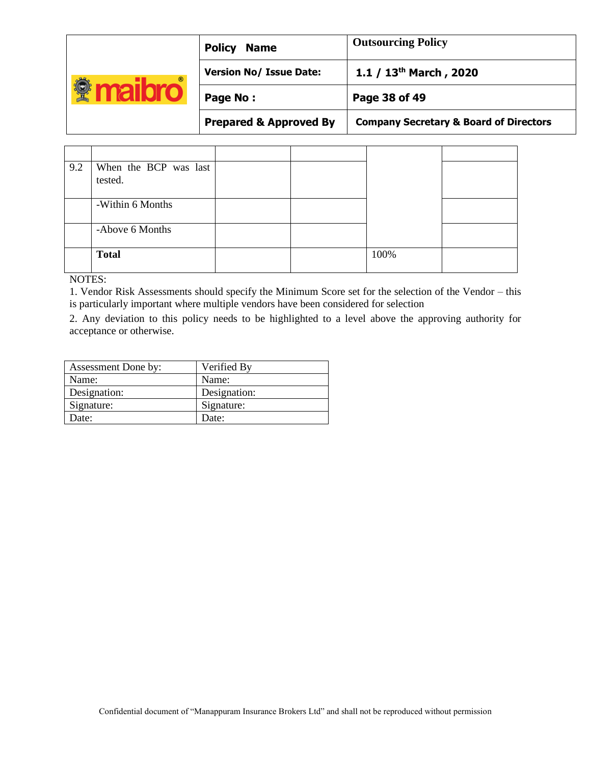| | | | | | |
|---|---|---|---|---|---|
| 9.2 | When the BCP was last tested. | | | | |
| | -Within 6 Months | | | | |
| | -Above 6 Months | | | | |
| | **Total** | | | 100% | |

NOTES:

1. Vendor Risk Assessments should specify the Minimum Score set for the selection of the Vendor – this is particularly important where multiple vendors have been considered for selection
2. Any deviation to this policy needs to be highlighted to a level above the approving authority for acceptance or otherwise.

| Assessment Done by: | Verified By |
|---|---|
| Name: | Name: |
| Designation: | Designation: |
| Signature: | Signature: |
| Date: | Date: |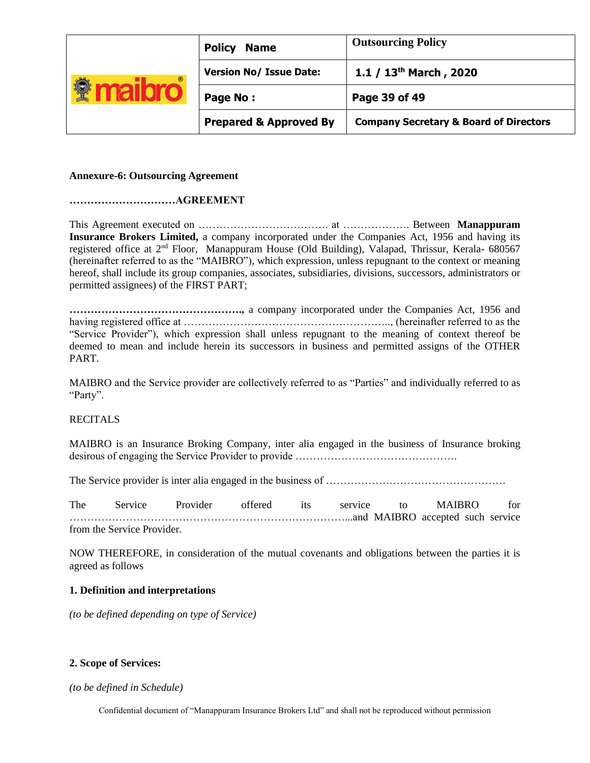**Annexure-6: Outsourcing Agreement**

**…………………………AGREEMENT**

This Agreement executed on ………………………………. at ………………. Between **Manappuram Insurance Brokers Limited,** a company incorporated under the Companies Act, 1956 and having its registered office at 2nd Floor, Manappuram House (Old Building), Valapad, Thrissur, Kerala- 680567 (hereinafter referred to as the "MAIBRO"), which expression, unless repugnant to the context or meaning hereof, shall include its group companies, associates, subsidiaries, divisions, successors, administrators or permitted assignees) of the FIRST PART;

**…………………………………………..,** a company incorporated under the Companies Act, 1956 and having registered office at ………………………………………………….., (hereinafter referred to as the "Service Provider"), which expression shall unless repugnant to the meaning of context thereof be deemed to mean and include herein its successors in business and permitted assigns of the OTHER PART.

MAIBRO and the Service provider are collectively referred to as "Parties" and individually referred to as "Party".

RECITALS

MAIBRO is an Insurance Broking Company, inter alia engaged in the business of Insurance broking desirous of engaging the Service Provider to provide ……………………………………….

The Service provider is inter alia engaged in the business of ……………………………………………

The Service Provider offered its service to MAIBRO for ……………………………………………………………………...and MAIBRO accepted such service from the Service Provider.

NOW THEREFORE, in consideration of the mutual covenants and obligations between the parties it is agreed as follows

**1. Definition and interpretations**

*(to be defined depending on type of Service)*

**2. Scope of Services:**

*(to be defined in Schedule)*

Confidential document of "Manappuram Insurance Brokers Ltd" and shall not be reproduced without permission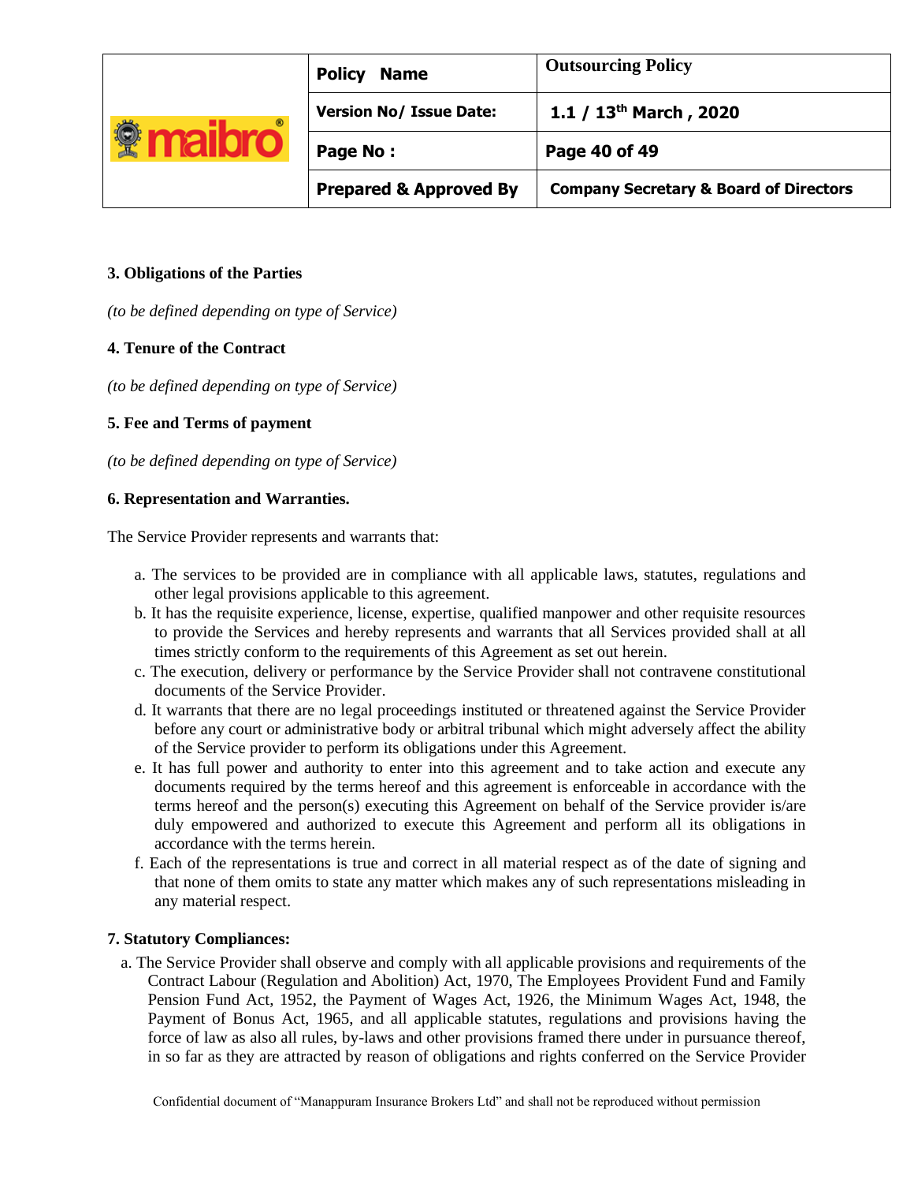**3. Obligations of the Parties**

*(to be defined depending on type of Service)*

**4. Tenure of the Contract**

*(to be defined depending on type of Service)*

**5. Fee and Terms of payment**

*(to be defined depending on type of Service)*

**6. Representation and Warranties.**

The Service Provider represents and warrants that:

a. The services to be provided are in compliance with all applicable laws, statutes, regulations and other legal provisions applicable to this agreement.
b. It has the requisite experience, license, expertise, qualified manpower and other requisite resources to provide the Services and hereby represents and warrants that all Services provided shall at all times strictly conform to the requirements of this Agreement as set out herein.
c. The execution, delivery or performance by the Service Provider shall not contravene constitutional documents of the Service Provider.
d. It warrants that there are no legal proceedings instituted or threatened against the Service Provider before any court or administrative body or arbitral tribunal which might adversely affect the ability of the Service provider to perform its obligations under this Agreement.
e. It has full power and authority to enter into this agreement and to take action and execute any documents required by the terms hereof and this agreement is enforceable in accordance with the terms hereof and the person(s) executing this Agreement on behalf of the Service provider is/are duly empowered and authorized to execute this Agreement and perform all its obligations in accordance with the terms herein.
f. Each of the representations is true and correct in all material respect as of the date of signing and that none of them omits to state any matter which makes any of such representations misleading in any material respect.

**7. Statutory Compliances:**

a. The Service Provider shall observe and comply with all applicable provisions and requirements of the Contract Labour (Regulation and Abolition) Act, 1970, The Employees Provident Fund and Family Pension Fund Act, 1952, the Payment of Wages Act, 1926, the Minimum Wages Act, 1948, the Payment of Bonus Act, 1965, and all applicable statutes, regulations and provisions having the force of law as also all rules, by-laws and other provisions framed there under in pursuance thereof, in so far as they are attracted by reason of obligations and rights conferred on the Service Provider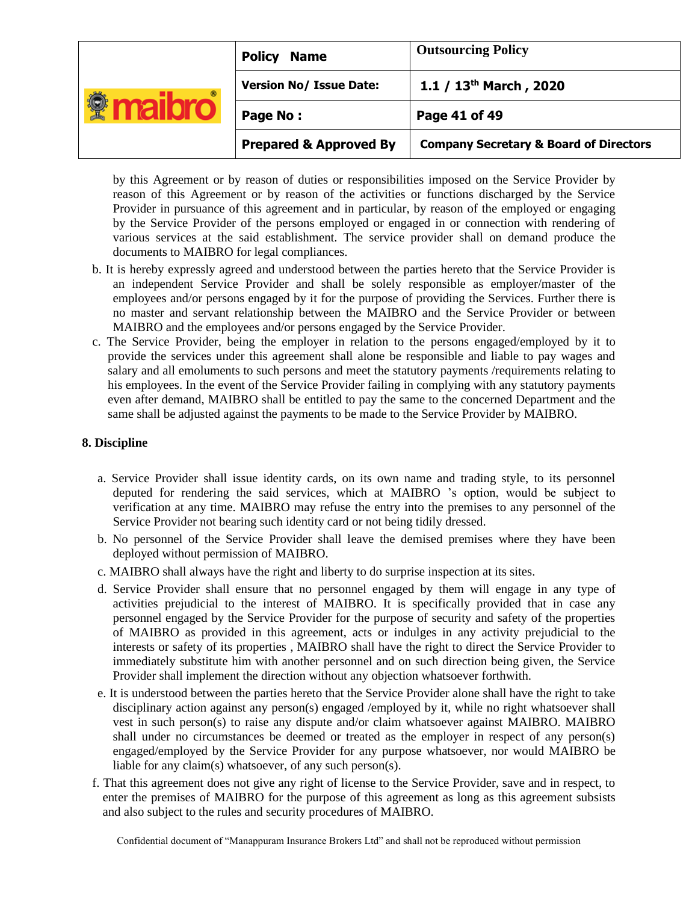by this Agreement or by reason of duties or responsibilities imposed on the Service Provider by reason of this Agreement or by reason of the activities or functions discharged by the Service Provider in pursuance of this agreement and in particular, by reason of the employed or engaging by the Service Provider of the persons employed or engaged in or connection with rendering of various services at the said establishment. The service provider shall on demand produce the documents to MAIBRO for legal compliances.

b. It is hereby expressly agreed and understood between the parties hereto that the Service Provider is an independent Service Provider and shall be solely responsible as employer/master of the employees and/or persons engaged by it for the purpose of providing the Services. Further there is no master and servant relationship between the MAIBRO and the Service Provider or between MAIBRO and the employees and/or persons engaged by the Service Provider.

c. The Service Provider, being the employer in relation to the persons engaged/employed by it to provide the services under this agreement shall alone be responsible and liable to pay wages and salary and all emoluments to such persons and meet the statutory payments /requirements relating to his employees. In the event of the Service Provider failing in complying with any statutory payments even after demand, MAIBRO shall be entitled to pay the same to the concerned Department and the same shall be adjusted against the payments to be made to the Service Provider by MAIBRO.

**8. Discipline**

a. Service Provider shall issue identity cards, on its own name and trading style, to its personnel deputed for rendering the said services, which at MAIBRO 's option, would be subject to verification at any time. MAIBRO may refuse the entry into the premises to any personnel of the Service Provider not bearing such identity card or not being tidily dressed.

b. No personnel of the Service Provider shall leave the demised premises where they have been deployed without permission of MAIBRO.

c. MAIBRO shall always have the right and liberty to do surprise inspection at its sites.

d. Service Provider shall ensure that no personnel engaged by them will engage in any type of activities prejudicial to the interest of MAIBRO. It is specifically provided that in case any personnel engaged by the Service Provider for the purpose of security and safety of the properties of MAIBRO as provided in this agreement, acts or indulges in any activity prejudicial to the interests or safety of its properties , MAIBRO shall have the right to direct the Service Provider to immediately substitute him with another personnel and on such direction being given, the Service Provider shall implement the direction without any objection whatsoever forthwith.

e. It is understood between the parties hereto that the Service Provider alone shall have the right to take disciplinary action against any person(s) engaged /employed by it, while no right whatsoever shall vest in such person(s) to raise any dispute and/or claim whatsoever against MAIBRO. MAIBRO shall under no circumstances be deemed or treated as the employer in respect of any person(s) engaged/employed by the Service Provider for any purpose whatsoever, nor would MAIBRO be liable for any claim(s) whatsoever, of any such person(s).

f. That this agreement does not give any right of license to the Service Provider, save and in respect, to enter the premises of MAIBRO for the purpose of this agreement as long as this agreement subsists and also subject to the rules and security procedures of MAIBRO.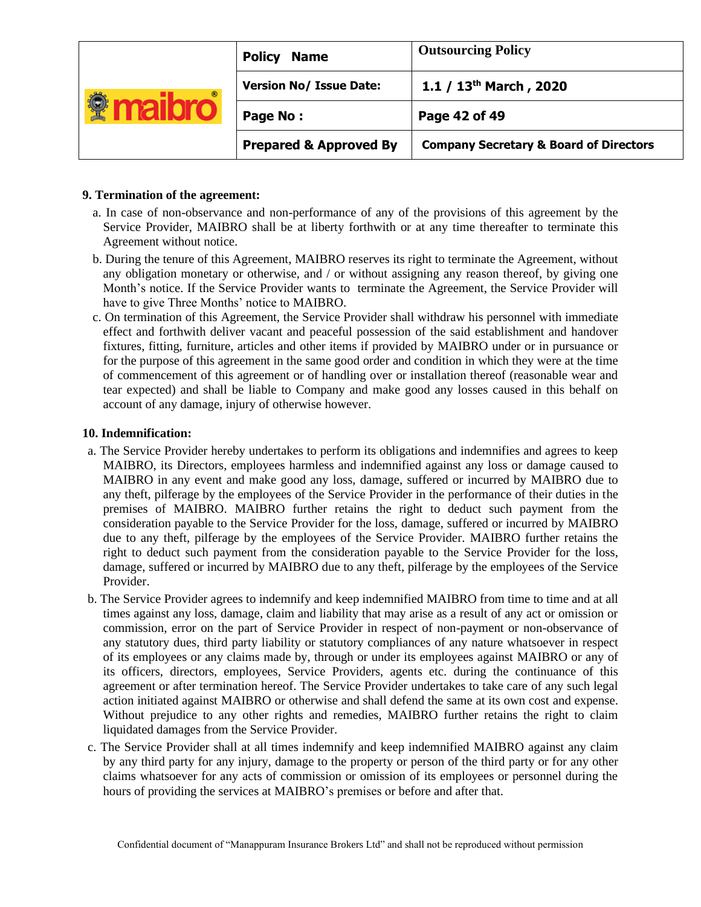**9. Termination of the agreement:**

a. In case of non-observance and non-performance of any of the provisions of this agreement by the Service Provider, MAIBRO shall be at liberty forthwith or at any time thereafter to terminate this Agreement without notice.

b. During the tenure of this Agreement, MAIBRO reserves its right to terminate the Agreement, without any obligation monetary or otherwise, and / or without assigning any reason thereof, by giving one Month's notice. If the Service Provider wants to terminate the Agreement, the Service Provider will have to give Three Months' notice to MAIBRO.

c. On termination of this Agreement, the Service Provider shall withdraw his personnel with immediate effect and forthwith deliver vacant and peaceful possession of the said establishment and handover fixtures, fitting, furniture, articles and other items if provided by MAIBRO under or in pursuance or for the purpose of this agreement in the same good order and condition in which they were at the time of commencement of this agreement or of handling over or installation thereof (reasonable wear and tear expected) and shall be liable to Company and make good any losses caused in this behalf on account of any damage, injury of otherwise however.

**10. Indemnification:**

a. The Service Provider hereby undertakes to perform its obligations and indemnifies and agrees to keep MAIBRO, its Directors, employees harmless and indemnified against any loss or damage caused to MAIBRO in any event and make good any loss, damage, suffered or incurred by MAIBRO due to any theft, pilferage by the employees of the Service Provider in the performance of their duties in the premises of MAIBRO. MAIBRO further retains the right to deduct such payment from the consideration payable to the Service Provider for the loss, damage, suffered or incurred by MAIBRO due to any theft, pilferage by the employees of the Service Provider. MAIBRO further retains the right to deduct such payment from the consideration payable to the Service Provider for the loss, damage, suffered or incurred by MAIBRO due to any theft, pilferage by the employees of the Service Provider.

b. The Service Provider agrees to indemnify and keep indemnified MAIBRO from time to time and at all times against any loss, damage, claim and liability that may arise as a result of any act or omission or commission, error on the part of Service Provider in respect of non-payment or non-observance of any statutory dues, third party liability or statutory compliances of any nature whatsoever in respect of its employees or any claims made by, through or under its employees against MAIBRO or any of its officers, directors, employees, Service Providers, agents etc. during the continuance of this agreement or after termination hereof. The Service Provider undertakes to take care of any such legal action initiated against MAIBRO or otherwise and shall defend the same at its own cost and expense. Without prejudice to any other rights and remedies, MAIBRO further retains the right to claim liquidated damages from the Service Provider.

c. The Service Provider shall at all times indemnify and keep indemnified MAIBRO against any claim by any third party for any injury, damage to the property or person of the third party or for any other claims whatsoever for any acts of commission or omission of its employees or personnel during the hours of providing the services at MAIBRO's premises or before and after that.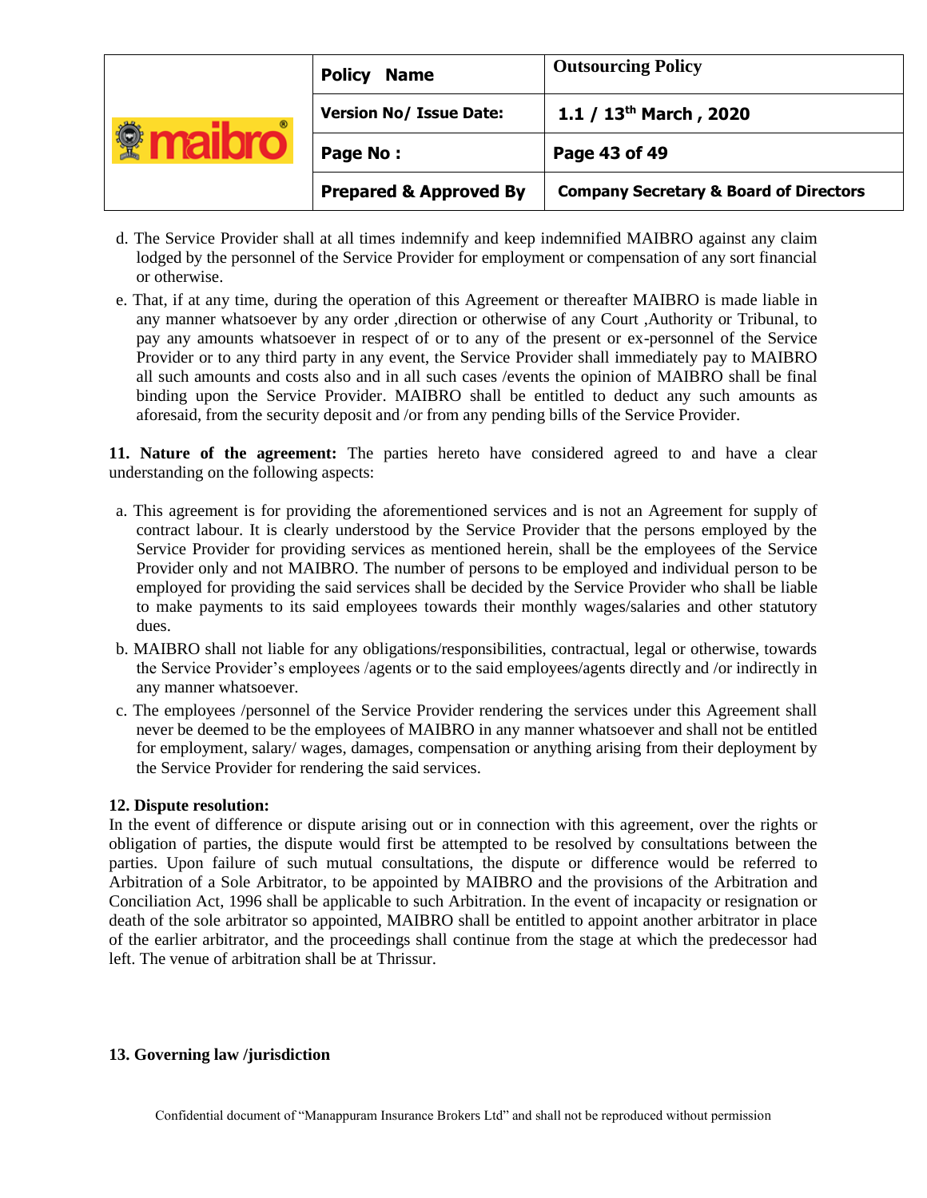d. The Service Provider shall at all times indemnify and keep indemnified MAIBRO against any claim lodged by the personnel of the Service Provider for employment or compensation of any sort financial or otherwise.

e. That, if at any time, during the operation of this Agreement or thereafter MAIBRO is made liable in any manner whatsoever by any order ,direction or otherwise of any Court ,Authority or Tribunal, to pay any amounts whatsoever in respect of or to any of the present or ex-personnel of the Service Provider or to any third party in any event, the Service Provider shall immediately pay to MAIBRO all such amounts and costs also and in all such cases /events the opinion of MAIBRO shall be final binding upon the Service Provider. MAIBRO shall be entitled to deduct any such amounts as aforesaid, from the security deposit and /or from any pending bills of the Service Provider.

**11. Nature of the agreement:** The parties hereto have considered agreed to and have a clear understanding on the following aspects:

a. This agreement is for providing the aforementioned services and is not an Agreement for supply of contract labour. It is clearly understood by the Service Provider that the persons employed by the Service Provider for providing services as mentioned herein, shall be the employees of the Service Provider only and not MAIBRO. The number of persons to be employed and individual person to be employed for providing the said services shall be decided by the Service Provider who shall be liable to make payments to its said employees towards their monthly wages/salaries and other statutory dues.

b. MAIBRO shall not liable for any obligations/responsibilities, contractual, legal or otherwise, towards the Service Provider's employees /agents or to the said employees/agents directly and /or indirectly in any manner whatsoever.

c. The employees /personnel of the Service Provider rendering the services under this Agreement shall never be deemed to be the employees of MAIBRO in any manner whatsoever and shall not be entitled for employment, salary/ wages, damages, compensation or anything arising from their deployment by the Service Provider for rendering the said services.

**12. Dispute resolution:**

In the event of difference or dispute arising out or in connection with this agreement, over the rights or obligation of parties, the dispute would first be attempted to be resolved by consultations between the parties. Upon failure of such mutual consultations, the dispute or difference would be referred to Arbitration of a Sole Arbitrator, to be appointed by MAIBRO and the provisions of the Arbitration and Conciliation Act, 1996 shall be applicable to such Arbitration. In the event of incapacity or resignation or death of the sole arbitrator so appointed, MAIBRO shall be entitled to appoint another arbitrator in place of the earlier arbitrator, and the proceedings shall continue from the stage at which the predecessor had left. The venue of arbitration shall be at Thrissur.

**13. Governing law /jurisdiction**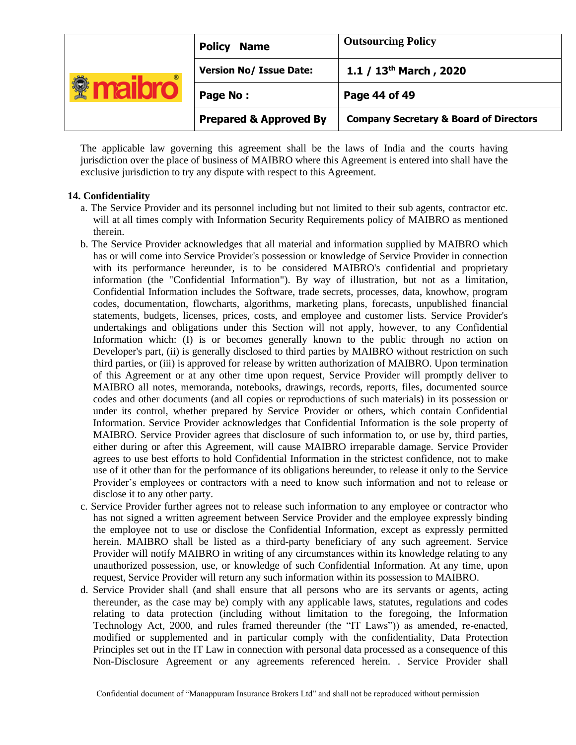The applicable law governing this agreement shall be the laws of India and the courts having jurisdiction over the place of business of MAIBRO where this Agreement is entered into shall have the exclusive jurisdiction to try any dispute with respect to this Agreement.

**14. Confidentiality**

a. The Service Provider and its personnel including but not limited to their sub agents, contractor etc. will at all times comply with Information Security Requirements policy of MAIBRO as mentioned therein.

b. The Service Provider acknowledges that all material and information supplied by MAIBRO which has or will come into Service Provider's possession or knowledge of Service Provider in connection with its performance hereunder, is to be considered MAIBRO's confidential and proprietary information (the "Confidential Information"). By way of illustration, but not as a limitation, Confidential Information includes the Software, trade secrets, processes, data, knowhow, program codes, documentation, flowcharts, algorithms, marketing plans, forecasts, unpublished financial statements, budgets, licenses, prices, costs, and employee and customer lists. Service Provider's undertakings and obligations under this Section will not apply, however, to any Confidential Information which: (I) is or becomes generally known to the public through no action on Developer's part, (ii) is generally disclosed to third parties by MAIBRO without restriction on such third parties, or (iii) is approved for release by written authorization of MAIBRO. Upon termination of this Agreement or at any other time upon request, Service Provider will promptly deliver to MAIBRO all notes, memoranda, notebooks, drawings, records, reports, files, documented source codes and other documents (and all copies or reproductions of such materials) in its possession or under its control, whether prepared by Service Provider or others, which contain Confidential Information. Service Provider acknowledges that Confidential Information is the sole property of MAIBRO. Service Provider agrees that disclosure of such information to, or use by, third parties, either during or after this Agreement, will cause MAIBRO irreparable damage. Service Provider agrees to use best efforts to hold Confidential Information in the strictest confidence, not to make use of it other than for the performance of its obligations hereunder, to release it only to the Service Provider's employees or contractors with a need to know such information and not to release or disclose it to any other party.

c. Service Provider further agrees not to release such information to any employee or contractor who has not signed a written agreement between Service Provider and the employee expressly binding the employee not to use or disclose the Confidential Information, except as expressly permitted herein. MAIBRO shall be listed as a third-party beneficiary of any such agreement. Service Provider will notify MAIBRO in writing of any circumstances within its knowledge relating to any unauthorized possession, use, or knowledge of such Confidential Information. At any time, upon request, Service Provider will return any such information within its possession to MAIBRO.

d. Service Provider shall (and shall ensure that all persons who are its servants or agents, acting thereunder, as the case may be) comply with any applicable laws, statutes, regulations and codes relating to data protection (including without limitation to the foregoing, the Information Technology Act, 2000, and rules framed thereunder (the "IT Laws")) as amended, re-enacted, modified or supplemented and in particular comply with the confidentiality, Data Protection Principles set out in the IT Law in connection with personal data processed as a consequence of this Non-Disclosure Agreement or any agreements referenced herein. . Service Provider shall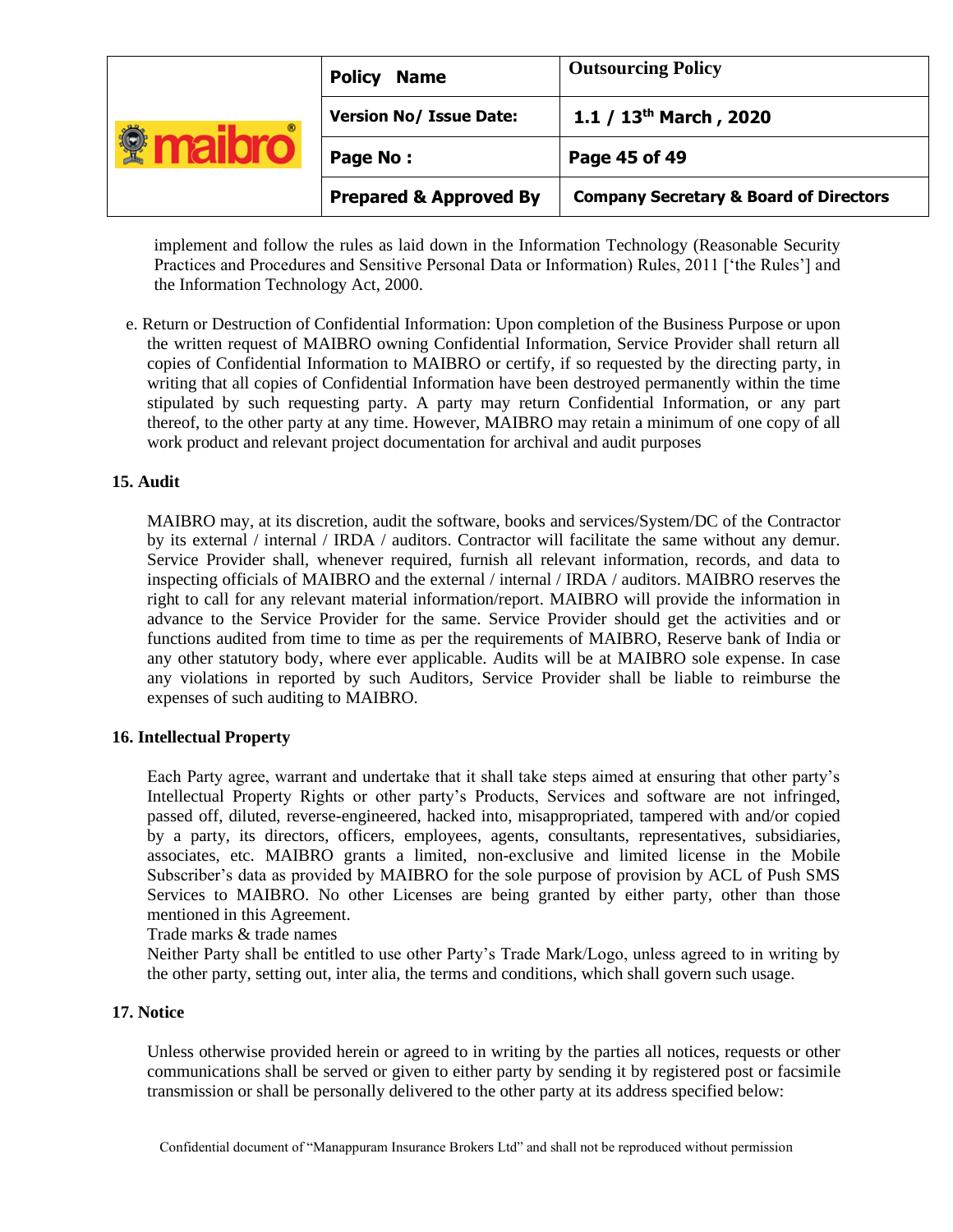implement and follow the rules as laid down in the Information Technology (Reasonable Security Practices and Procedures and Sensitive Personal Data or Information) Rules, 2011 ['the Rules'] and the Information Technology Act, 2000.

e. Return or Destruction of Confidential Information: Upon completion of the Business Purpose or upon the written request of MAIBRO owning Confidential Information, Service Provider shall return all copies of Confidential Information to MAIBRO or certify, if so requested by the directing party, in writing that all copies of Confidential Information have been destroyed permanently within the time stipulated by such requesting party. A party may return Confidential Information, or any part thereof, to the other party at any time. However, MAIBRO may retain a minimum of one copy of all work product and relevant project documentation for archival and audit purposes

**15. Audit**

MAIBRO may, at its discretion, audit the software, books and services/System/DC of the Contractor by its external / internal / IRDA / auditors. Contractor will facilitate the same without any demur. Service Provider shall, whenever required, furnish all relevant information, records, and data to inspecting officials of MAIBRO and the external / internal / IRDA / auditors. MAIBRO reserves the right to call for any relevant material information/report. MAIBRO will provide the information in advance to the Service Provider for the same. Service Provider should get the activities and or functions audited from time to time as per the requirements of MAIBRO, Reserve bank of India or any other statutory body, where ever applicable. Audits will be at MAIBRO sole expense. In case any violations in reported by such Auditors, Service Provider shall be liable to reimburse the expenses of such auditing to MAIBRO.

**16. Intellectual Property**

Each Party agree, warrant and undertake that it shall take steps aimed at ensuring that other party's Intellectual Property Rights or other party's Products, Services and software are not infringed, passed off, diluted, reverse-engineered, hacked into, misappropriated, tampered with and/or copied by a party, its directors, officers, employees, agents, consultants, representatives, subsidiaries, associates, etc. MAIBRO grants a limited, non-exclusive and limited license in the Mobile Subscriber's data as provided by MAIBRO for the sole purpose of provision by ACL of Push SMS Services to MAIBRO. No other Licenses are being granted by either party, other than those mentioned in this Agreement.

Trade marks & trade names

Neither Party shall be entitled to use other Party's Trade Mark/Logo, unless agreed to in writing by the other party, setting out, inter alia, the terms and conditions, which shall govern such usage.

**17. Notice**

Unless otherwise provided herein or agreed to in writing by the parties all notices, requests or other communications shall be served or given to either party by sending it by registered post or facsimile transmission or shall be personally delivered to the other party at its address specified below: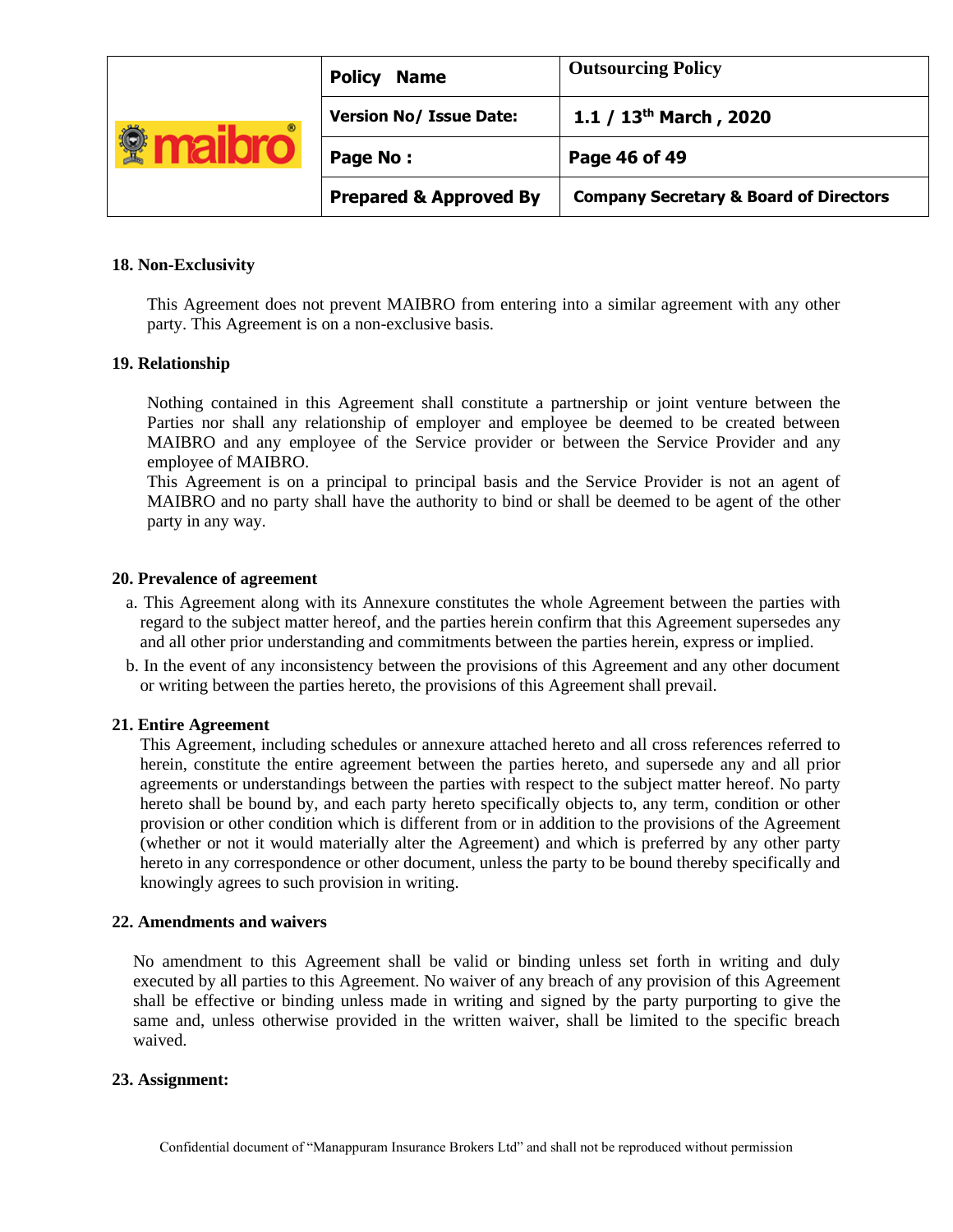**18. Non-Exclusivity**

This Agreement does not prevent MAIBRO from entering into a similar agreement with any other party. This Agreement is on a non-exclusive basis.

**19. Relationship**

Nothing contained in this Agreement shall constitute a partnership or joint venture between the Parties nor shall any relationship of employer and employee be deemed to be created between MAIBRO and any employee of the Service provider or between the Service Provider and any employee of MAIBRO.

This Agreement is on a principal to principal basis and the Service Provider is not an agent of MAIBRO and no party shall have the authority to bind or shall be deemed to be agent of the other party in any way.

**20. Prevalence of agreement**

a. This Agreement along with its Annexure constitutes the whole Agreement between the parties with regard to the subject matter hereof, and the parties herein confirm that this Agreement supersedes any and all other prior understanding and commitments between the parties herein, express or implied.

b. In the event of any inconsistency between the provisions of this Agreement and any other document or writing between the parties hereto, the provisions of this Agreement shall prevail.

**21. Entire Agreement**

This Agreement, including schedules or annexure attached hereto and all cross references referred to herein, constitute the entire agreement between the parties hereto, and supersede any and all prior agreements or understandings between the parties with respect to the subject matter hereof. No party hereto shall be bound by, and each party hereto specifically objects to, any term, condition or other provision or other condition which is different from or in addition to the provisions of the Agreement (whether or not it would materially alter the Agreement) and which is preferred by any other party hereto in any correspondence or other document, unless the party to be bound thereby specifically and knowingly agrees to such provision in writing.

**22. Amendments and waivers**

No amendment to this Agreement shall be valid or binding unless set forth in writing and duly executed by all parties to this Agreement. No waiver of any breach of any provision of this Agreement shall be effective or binding unless made in writing and signed by the party purporting to give the same and, unless otherwise provided in the written waiver, shall be limited to the specific breach waived.

**23. Assignment:**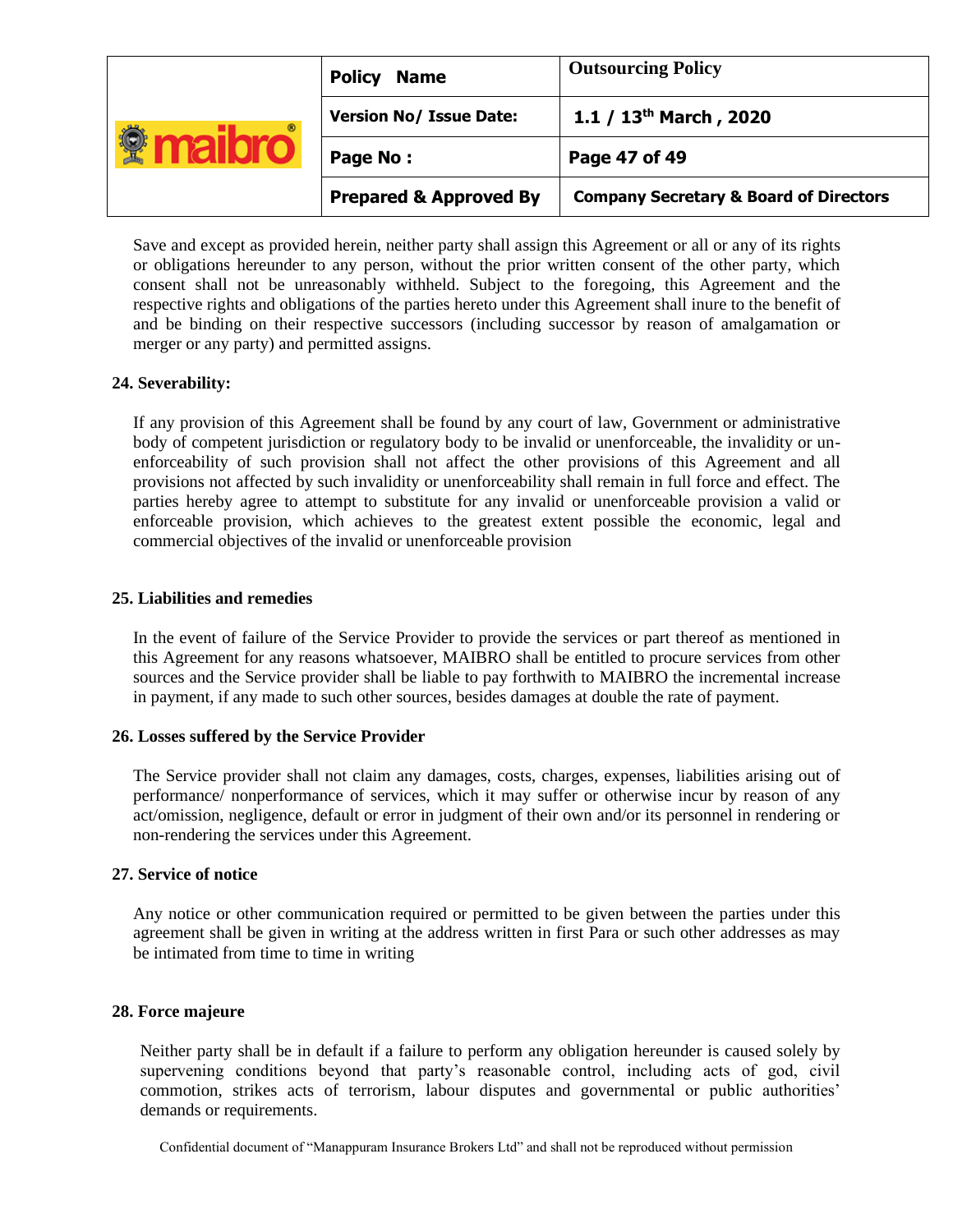Save and except as provided herein, neither party shall assign this Agreement or all or any of its rights or obligations hereunder to any person, without the prior written consent of the other party, which consent shall not be unreasonably withheld. Subject to the foregoing, this Agreement and the respective rights and obligations of the parties hereto under this Agreement shall inure to the benefit of and be binding on their respective successors (including successor by reason of amalgamation or merger or any party) and permitted assigns.

**24. Severability:**

If any provision of this Agreement shall be found by any court of law, Government or administrative body of competent jurisdiction or regulatory body to be invalid or unenforceable, the invalidity or un-enforceability of such provision shall not affect the other provisions of this Agreement and all provisions not affected by such invalidity or unenforceability shall remain in full force and effect. The parties hereby agree to attempt to substitute for any invalid or unenforceable provision a valid or enforceable provision, which achieves to the greatest extent possible the economic, legal and commercial objectives of the invalid or unenforceable provision

**25. Liabilities and remedies**

In the event of failure of the Service Provider to provide the services or part thereof as mentioned in this Agreement for any reasons whatsoever, MAIBRO shall be entitled to procure services from other sources and the Service provider shall be liable to pay forthwith to MAIBRO the incremental increase in payment, if any made to such other sources, besides damages at double the rate of payment.

**26. Losses suffered by the Service Provider**

The Service provider shall not claim any damages, costs, charges, expenses, liabilities arising out of performance/ nonperformance of services, which it may suffer or otherwise incur by reason of any act/omission, negligence, default or error in judgment of their own and/or its personnel in rendering or non-rendering the services under this Agreement.

**27. Service of notice**

Any notice or other communication required or permitted to be given between the parties under this agreement shall be given in writing at the address written in first Para or such other addresses as may be intimated from time to time in writing

**28. Force majeure**

Neither party shall be in default if a failure to perform any obligation hereunder is caused solely by supervening conditions beyond that party's reasonable control, including acts of god, civil commotion, strikes acts of terrorism, labour disputes and governmental or public authorities' demands or requirements.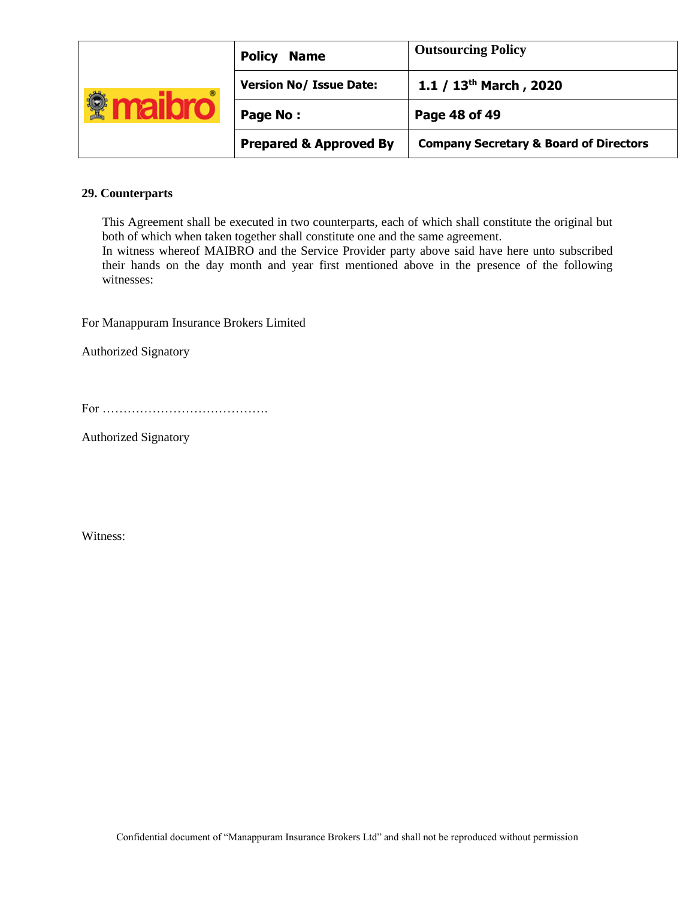## 29. Counterparts

This Agreement shall be executed in two counterparts, each of which shall constitute the original but both of which when taken together shall constitute one and the same agreement.
In witness whereof MAIBRO and the Service Provider party above said have here unto subscribed their hands on the day month and year first mentioned above in the presence of the following witnesses:

For Manappuram Insurance Brokers Limited

Authorized Signatory

For ………………………………….

Authorized Signatory

Witness: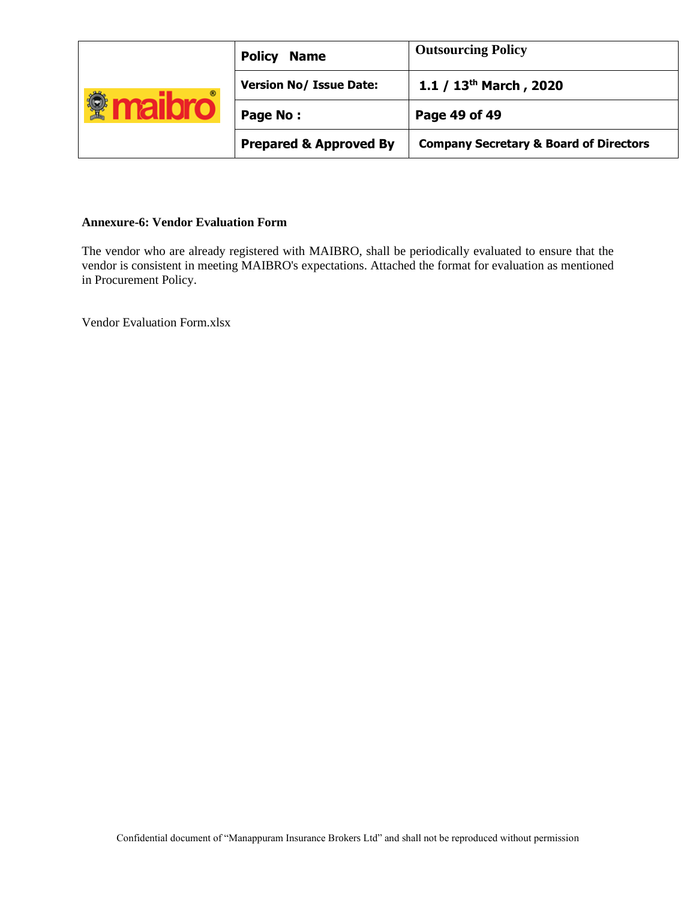**Annexure-6: Vendor Evaluation Form**

The vendor who are already registered with MAIBRO, shall be periodically evaluated to ensure that the vendor is consistent in meeting MAIBRO's expectations. Attached the format for evaluation as mentioned in Procurement Policy.

Vendor Evaluation Form.xlsx